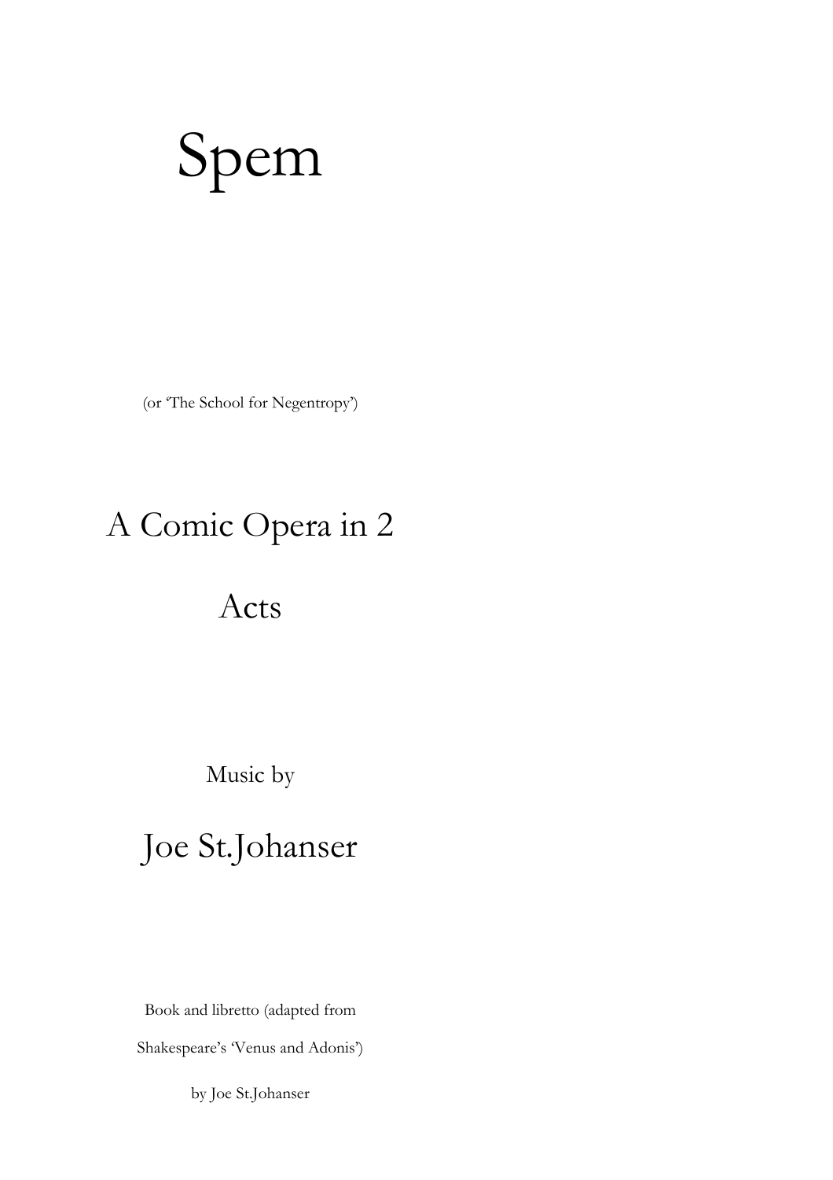# Spem

(or 'The School for Negentropy')

## A Comic Opera in 2 Acts

Music by

## Joe St.Johanser

Book and libretto (adapted from Shakespeare's 'Venus and Adonis') by Joe St.Johanser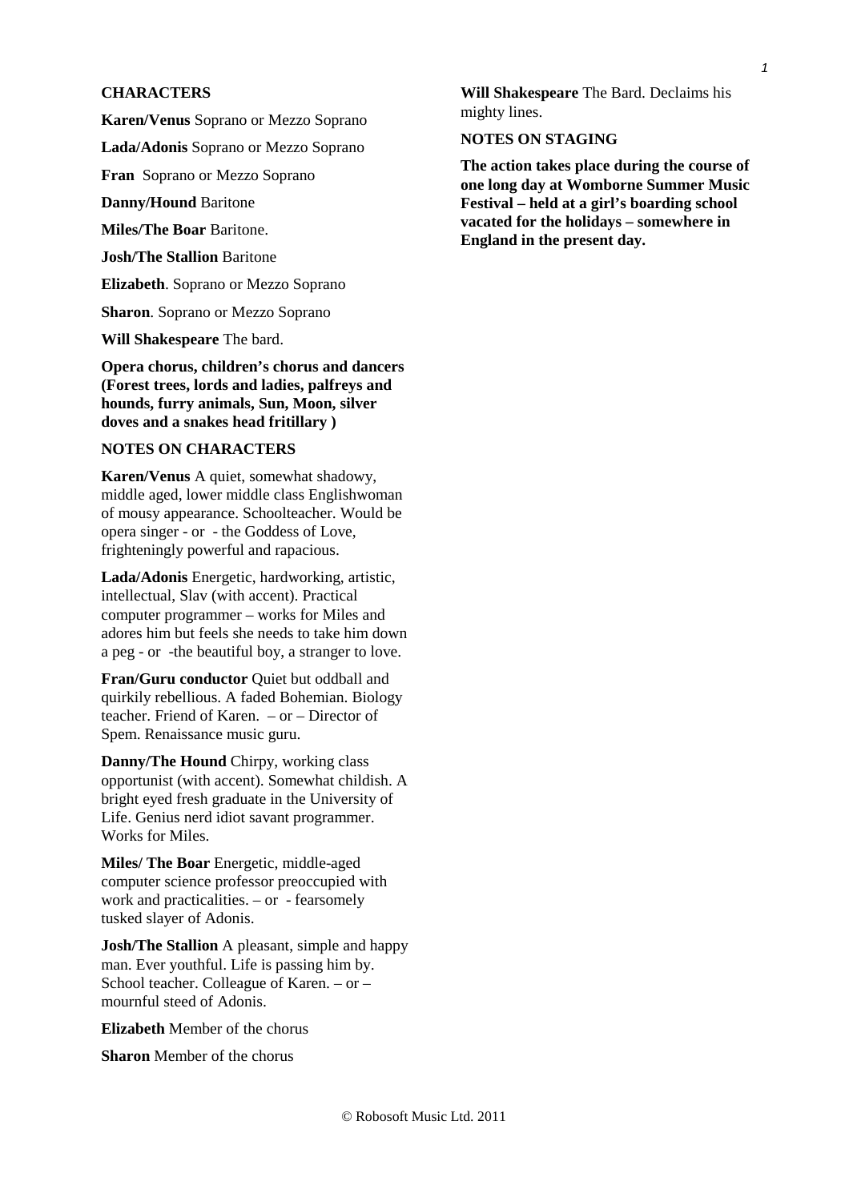## CHARACTERS

**Karen/Venus** Soprano or Mezzo Soprano

**Lada/Adonis** Soprano or Mezzo Soprano

**Fran** Soprano or Mezzo Soprano

**Danny/Hound** Baritone

**Miles/The Boar** Baritone.

**Josh/The Stallion** Baritone

**Elizabeth**. Soprano or Mezzo Soprano

**Sharon**. Soprano or Mezzo Soprano

**Will Shakespeare** The bard.

**Opera chorus, children's chorus and dancers (Forest trees, lords and ladies, palfreys and hounds, furry animals, Sun, Moon, silver doves and a snakes head fritillary )**

## NOTES ON CHARACTERS

**Karen/Venus** A quiet, somewhat shadowy, middle aged, lower middle class Englishwoman of mousy appearance. Schoolteacher. Would be opera singer - or - the Goddess of Love, frighteningly powerful and rapacious.

**Lada/Adonis** Energetic, hardworking, artistic, intellectual, Slav (with accent). Practical computer programmer – works for Miles and adores him but feels she needs to take him down a peg - or -the beautiful boy, a stranger to love.

**Fran/Guru conductor** Quiet but oddball and quirkily rebellious. A faded Bohemian. Biology teacher. Friend of Karen. – or – Director of Spem. Renaissance music guru.

**Danny/The Hound** Chirpy, working class opportunist (with accent). Somewhat childish. A bright eyed fresh graduate in the University of Life. Genius nerd idiot savant programmer. Works for Miles.

**Miles/ The Boar** Energetic, middle-aged computer science professor preoccupied with work and practicalities. – or - fearsomely tusked slayer of Adonis.

**Josh/The Stallion** A pleasant, simple and happy man. Ever youthful. Life is passing him by. School teacher. Colleague of Karen. – or – mournful steed of Adonis.

**Elizabeth** Member of the chorus

**Sharon** Member of the chorus

**Will Shakespeare** The Bard. Declaims his mighty lines.

## NOTES ON STAGING

**The action takes place during the course of one long day at Womborne Summer Music Festival – held at a girl's boarding school vacated for the holidays – somewhere in England in the present day.**

© Robosoft Music Ltd. 2011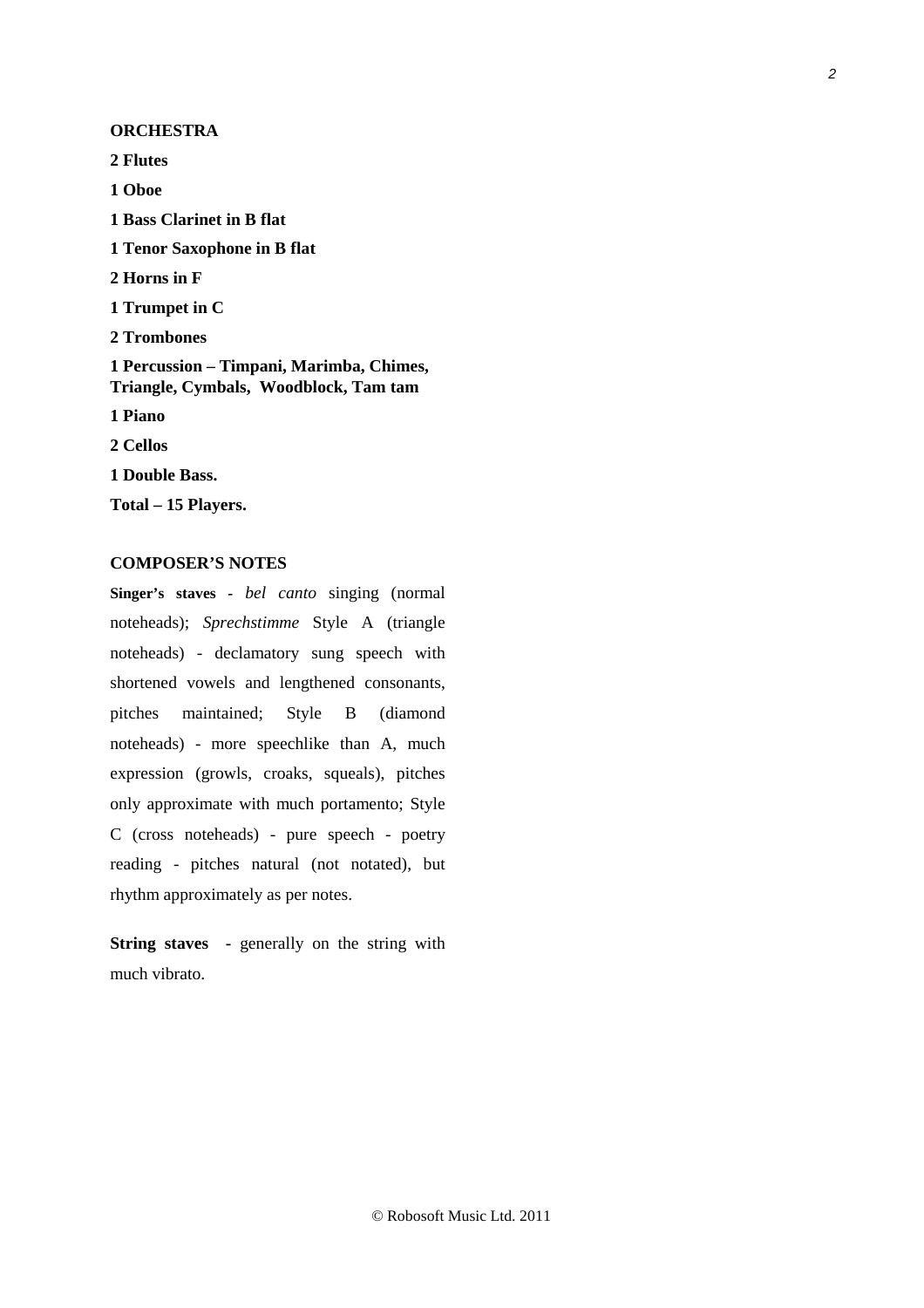**ORCHESTRA**

**2 Flutes**

**1 Oboe**

**1 Bass Clarinet in B flat**

**1 Tenor Saxophone in B flat**

**2 Horns in F**

**1 Trumpet in C**

**2 Trombones**

**1 Percussion – Timpani, Marimba, Chimes, Triangle, Cymbals, Woodblock, Tam tam**

**1 Piano**

**2 Cellos**

**1 Double Bass.**

**Total – 15 Players.**

**COMPOSER'S NOTES**

**Singer's staves** - *bel canto* singing (normal noteheads); *Sprechstimme* Style A (triangle noteheads) - declamatory sung speech with shortened vowels and lengthened consonants, pitches maintained; Style B (diamond noteheads) - more speechlike than A, much expression (growls, croaks, squeals), pitches only approximate with much portamento; Style C (cross noteheads) - pure speech - poetry reading - pitches natural (not notated), but rhythm approximately as per notes.

**String staves -** generally on the string with much vibrato.

© Robosoft Music Ltd. 2011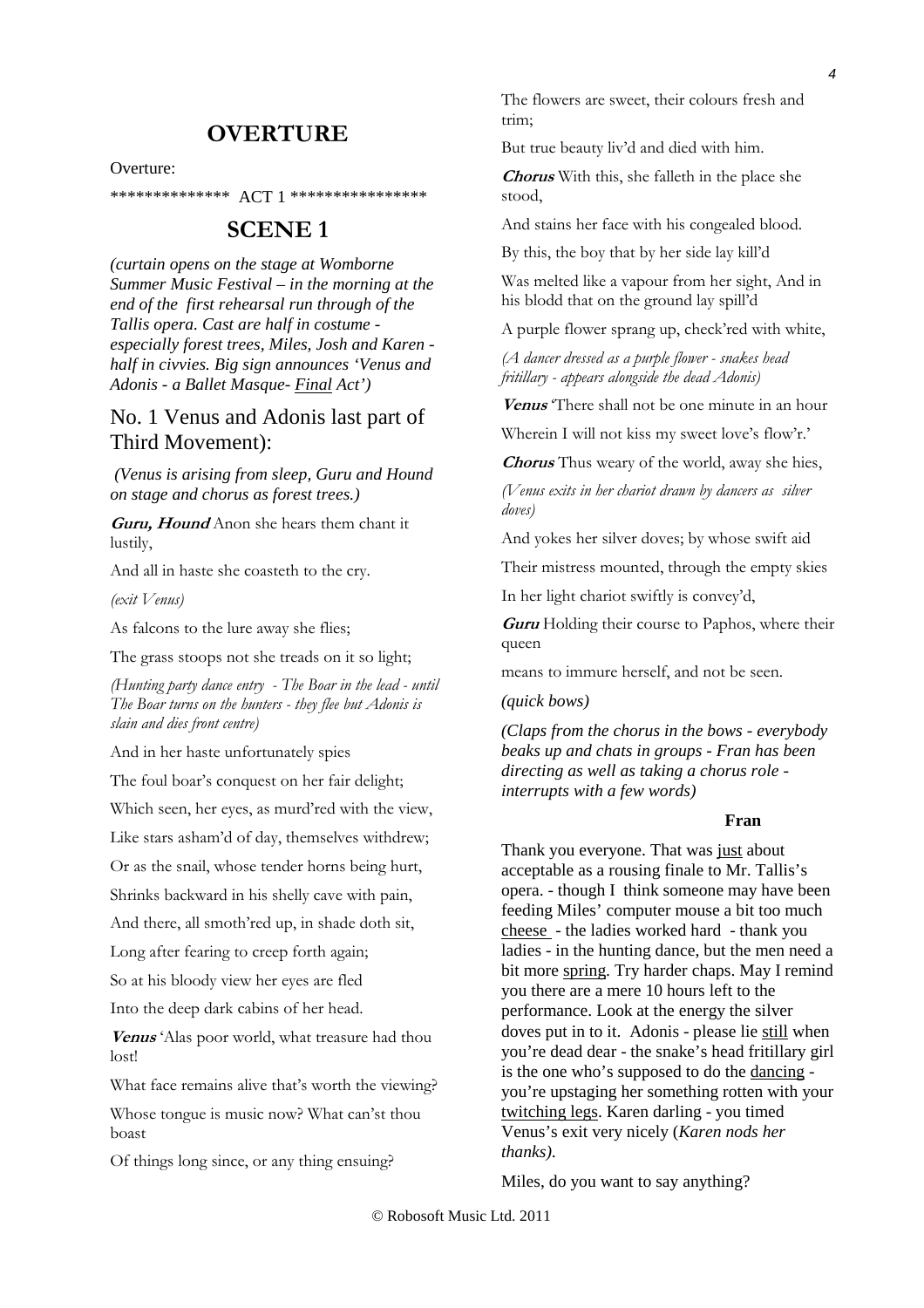# OVERTURE

Overture:

************** ACT 1 ****************

# SCENE 1

***(curtain opens on the stage at Womborne Summer Music Festival – in the morning at the end of the first rehearsal run through of the Tallis opera. Cast are half in costume - especially forest trees, Miles, Josh and Karen - half in civvies. Big sign announces 'Venus and Adonis - a Ballet Masque- Final Act')***

## No. 1 Venus and Adonis last part of Third Movement):

***(Venus is arising from sleep, Guru and Hound on stage and chorus as forest trees.)***

***Guru, Hound*** Anon she hears them chant it lustily,

And all in haste she coasteth to the cry.

*(exit Venus)*

As falcons to the lure away she flies;

The grass stoops not she treads on it so light;

*(Hunting party dance entry - The Boar in the lead - until The Boar turns on the hunters - they flee but Adonis is slain and dies front centre)*

And in her haste unfortunately spies

The foul boar's conquest on her fair delight;

Which seen, her eyes, as murd'red with the view,

Like stars asham'd of day, themselves withdrew;

Or as the snail, whose tender horns being hurt,

Shrinks backward in his shelly cave with pain,

And there, all smoth'red up, in shade doth sit,

Long after fearing to creep forth again;

So at his bloody view her eyes are fled

Into the deep dark cabins of her head.

***Venus*** 'Alas poor world, what treasure had thou lost!

What face remains alive that's worth the viewing?

Whose tongue is music now? What can'st thou boast

Of things long since, or any thing ensuing?

The flowers are sweet, their colours fresh and trim;

But true beauty liv'd and died with him.

***Chorus*** With this, she falleth in the place she stood,

And stains her face with his congealed blood.

By this, the boy that by her side lay kill'd

Was melted like a vapour from her sight, And in his blodd that on the ground lay spill'd

A purple flower sprang up, check'red with white,

*(A dancer dressed as a purple flower - snakes head fritillary - appears alongside the dead Adonis)*

***Venus*** 'There shall not be one minute in an hour

Wherein I will not kiss my sweet love's flow'r.'

***Chorus*** Thus weary of the world, away she hies,

*(Venus exits in her chariot drawn by dancers as silver doves)*

And yokes her silver doves; by whose swift aid

Their mistress mounted, through the empty skies

In her light chariot swiftly is convey'd,

***Guru*** Holding their course to Paphos, where their queen

means to immure herself, and not be seen.

***(quick bows)***

***(Claps from the chorus in the bows - everybody beaks up and chats in groups - Fran has been directing as well as taking a chorus role - interrupts with a few words)***

**Fran**

Thank you everyone. That was just about acceptable as a rousing finale to Mr. Tallis's opera. - though I think someone may have been feeding Miles' computer mouse a bit too much cheese - the ladies worked hard - thank you ladies - in the hunting dance, but the men need a bit more spring. Try harder chaps. May I remind you there are a mere 10 hours left to the performance. Look at the energy the silver doves put in to it. Adonis - please lie still when you're dead dear - the snake's head fritillary girl is the one who's supposed to do the dancing - you're upstaging her something rotten with your twitching legs. Karen darling - you timed Venus's exit very nicely (*Karen nods her thanks).*

Miles, do you want to say anything?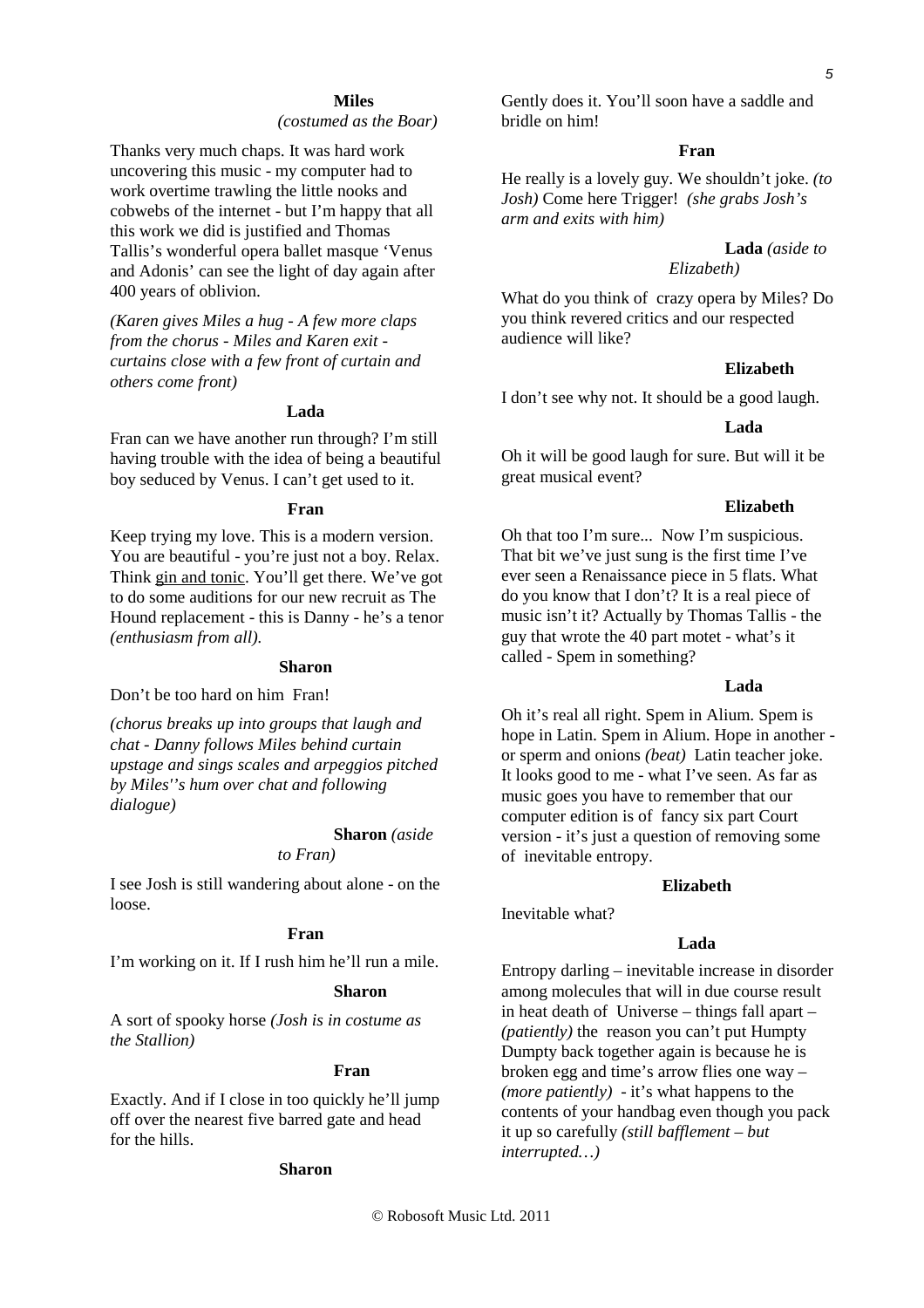**Miles**
*(costumed as the Boar)*

Thanks very much chaps. It was hard work uncovering this music - my computer had to work overtime trawling the little nooks and cobwebs of the internet - but I'm happy that all this work we did is justified and Thomas Tallis's wonderful opera ballet masque 'Venus and Adonis' can see the light of day again after 400 years of oblivion.

*(Karen gives Miles a hug - A few more claps from the chorus - Miles and Karen exit - curtains close with a few front of curtain and others come front)*

**Lada**

Fran can we have another run through? I'm still having trouble with the idea of being a beautiful boy seduced by Venus. I can't get used to it.

**Fran**

Keep trying my love. This is a modern version. You are beautiful - you're just not a boy. Relax. Think gin and tonic. You'll get there. We've got to do some auditions for our new recruit as The Hound replacement - this is Danny - he's a tenor *(enthusiasm from all).*

**Sharon**

Don't be too hard on him Fran!

*(chorus breaks up into groups that laugh and chat - Danny follows Miles behind curtain upstage and sings scales and arpeggios pitched by Miles''s hum over chat and following dialogue)*

**Sharon** *(aside to Fran)*

I see Josh is still wandering about alone - on the loose.

**Fran**

I'm working on it. If I rush him he'll run a mile.

**Sharon**

A sort of spooky horse *(Josh is in costume as the Stallion)*

**Fran**

Exactly. And if I close in too quickly he'll jump off over the nearest five barred gate and head for the hills.

**Sharon**

Gently does it. You'll soon have a saddle and bridle on him!

**Fran**

He really is a lovely guy. We shouldn't joke. *(to Josh)* Come here Trigger! *(she grabs Josh's arm and exits with him)*

**Lada** *(aside to Elizabeth)*

What do you think of crazy opera by Miles? Do you think revered critics and our respected audience will like?

**Elizabeth**

I don't see why not. It should be a good laugh.

**Lada**

Oh it will be good laugh for sure. But will it be great musical event?

**Elizabeth**

Oh that too I'm sure... Now I'm suspicious. That bit we've just sung is the first time I've ever seen a Renaissance piece in 5 flats. What do you know that I don't? It is a real piece of music isn't it? Actually by Thomas Tallis - the guy that wrote the 40 part motet - what's it called - Spem in something?

**Lada**

Oh it's real all right. Spem in Alium. Spem is hope in Latin. Spem in Alium. Hope in another - or sperm and onions *(beat)* Latin teacher joke. It looks good to me - what I've seen. As far as music goes you have to remember that our computer edition is of fancy six part Court version - it's just a question of removing some of inevitable entropy.

**Elizabeth**

Inevitable what?

**Lada**

Entropy darling – inevitable increase in disorder among molecules that will in due course result in heat death of Universe – things fall apart – *(patiently)* the reason you can't put Humpty Dumpty back together again is because he is broken egg and time's arrow flies one way – *(more patiently)* - it's what happens to the contents of your handbag even though you pack it up so carefully *(still bafflement – but interrupted…)*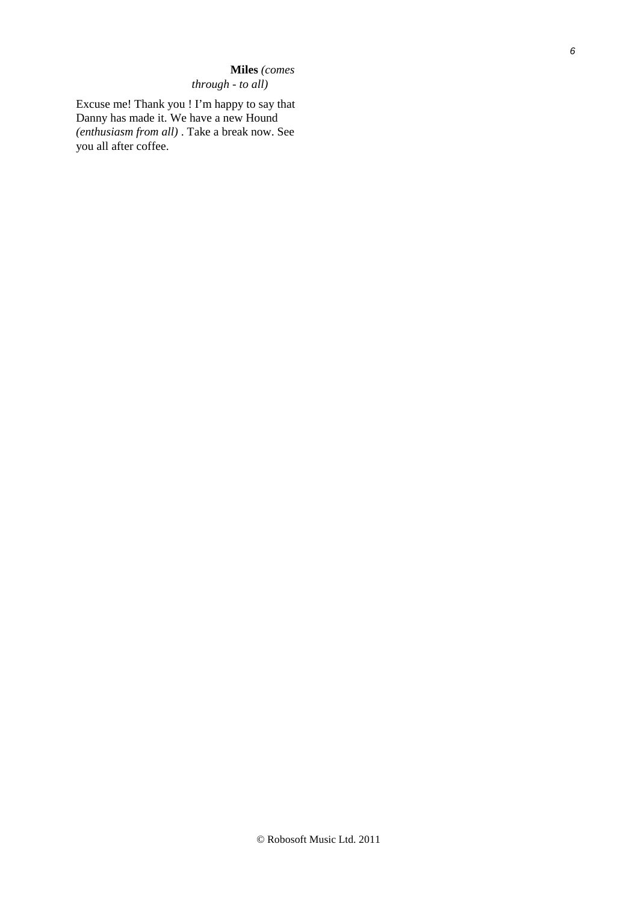**Miles** *(comes through - to all)*

Excuse me! Thank you ! I'm happy to say that Danny has made it. We have a new Hound *(enthusiasm from all)* . Take a break now. See you all after coffee.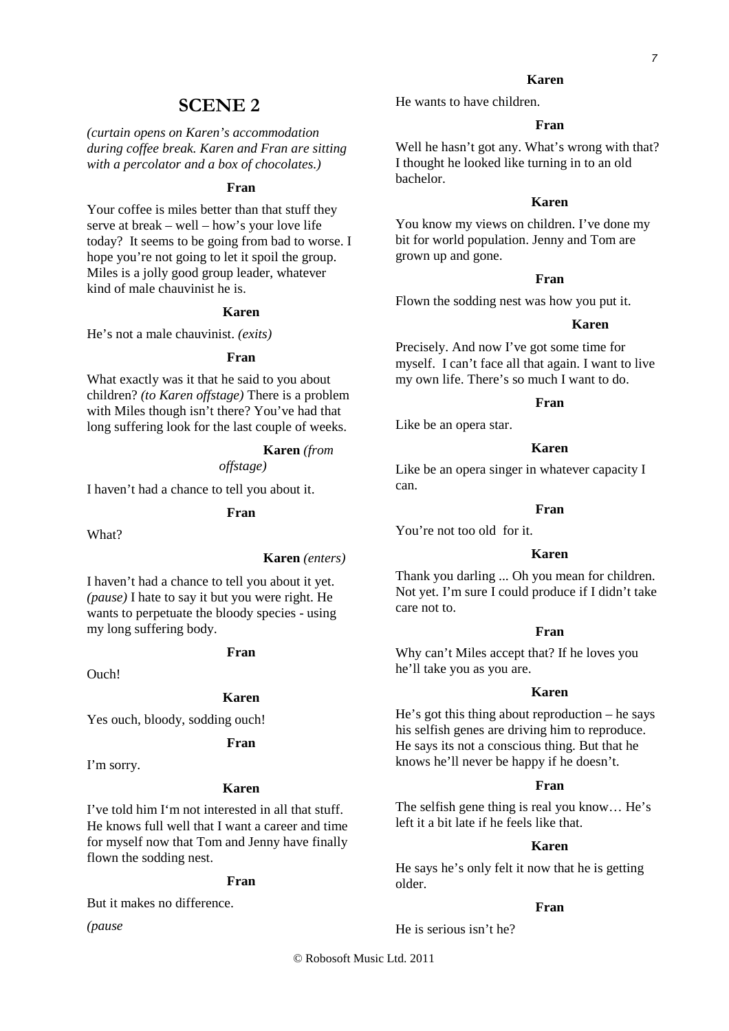## SCENE 2

*(curtain opens on Karen's accommodation during coffee break. Karen and Fran are sitting with a percolator and a box of chocolates.)*

**Fran**

Your coffee is miles better than that stuff they serve at break – well – how's your love life today? It seems to be going from bad to worse. I hope you're not going to let it spoil the group. Miles is a jolly good group leader, whatever kind of male chauvinist he is.

**Karen**

He's not a male chauvinist. *(exits)*

**Fran**

What exactly was it that he said to you about children? *(to Karen offstage)* There is a problem with Miles though isn't there? You've had that long suffering look for the last couple of weeks.

**Karen** *(from offstage)*

I haven't had a chance to tell you about it.

**Fran**

What?

**Karen** *(enters)*

I haven't had a chance to tell you about it yet. *(pause)* I hate to say it but you were right. He wants to perpetuate the bloody species - using my long suffering body.

**Fran**

Ouch!

**Karen**

Yes ouch, bloody, sodding ouch!

**Fran**

I'm sorry.

**Karen**

I've told him I'm not interested in all that stuff. He knows full well that I want a career and time for myself now that Tom and Jenny have finally flown the sodding nest.

**Fran**

But it makes no difference.

*(pause*

**Karen**

He wants to have children.

**Fran**

Well he hasn't got any. What's wrong with that? I thought he looked like turning in to an old bachelor.

**Karen**

You know my views on children. I've done my bit for world population. Jenny and Tom are grown up and gone.

**Fran**

Flown the sodding nest was how you put it.

**Karen**

Precisely. And now I've got some time for myself. I can't face all that again. I want to live my own life. There's so much I want to do.

**Fran**

Like be an opera star.

**Karen**

Like be an opera singer in whatever capacity I can.

**Fran**

You're not too old for it.

**Karen**

Thank you darling ... Oh you mean for children. Not yet. I'm sure I could produce if I didn't take care not to.

**Fran**

Why can't Miles accept that? If he loves you he'll take you as you are.

**Karen**

He's got this thing about reproduction – he says his selfish genes are driving him to reproduce. He says its not a conscious thing. But that he knows he'll never be happy if he doesn't.

**Fran**

The selfish gene thing is real you know… He's left it a bit late if he feels like that.

**Karen**

He says he's only felt it now that he is getting older.

**Fran**

He is serious isn't he?

© Robosoft Music Ltd. 2011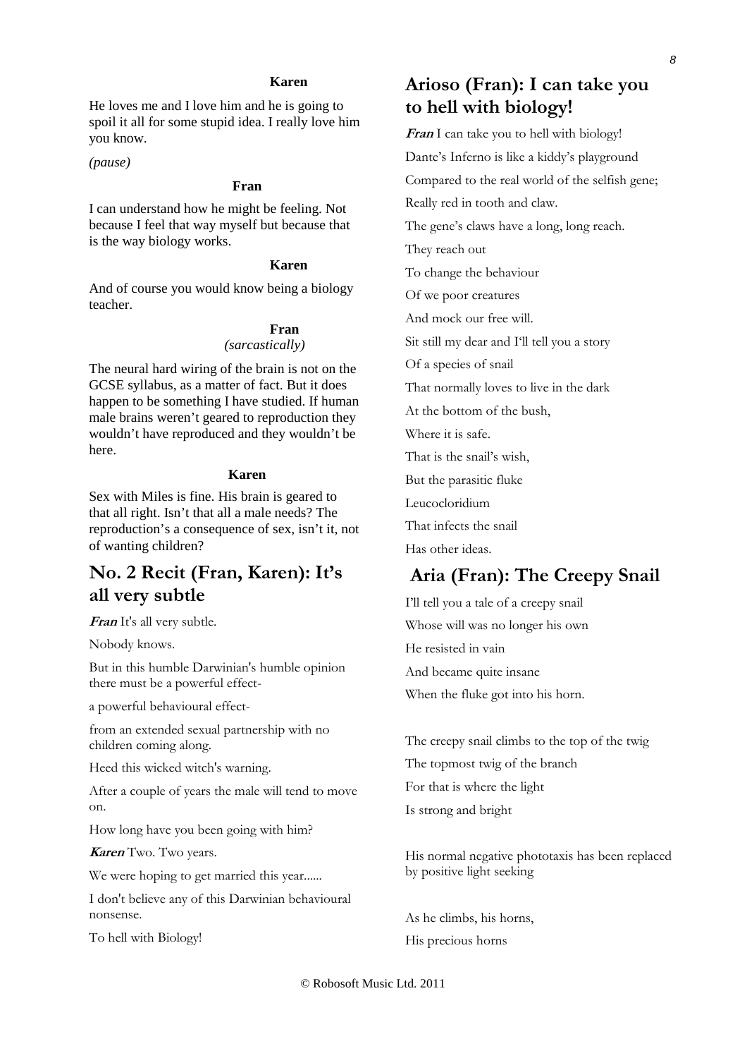**Karen**

He loves me and I love him and he is going to spoil it all for some stupid idea. I really love him you know.

*(pause)*

**Fran**

I can understand how he might be feeling. Not because I feel that way myself but because that is the way biology works.

**Karen**

And of course you would know being a biology teacher.

**Fran**
*(sarcastically)*

The neural hard wiring of the brain is not on the GCSE syllabus, as a matter of fact. But it does happen to be something I have studied. If human male brains weren't geared to reproduction they wouldn't have reproduced and they wouldn't be here.

**Karen**

Sex with Miles is fine. His brain is geared to that all right. Isn't that all a male needs? The reproduction's a consequence of sex, isn't it, not of wanting children?

## No. 2 Recit (Fran, Karen): It's all very subtle

***Fran*** It's all very subtle.

Nobody knows.

But in this humble Darwinian's humble opinion there must be a powerful effect-

a powerful behavioural effect-

from an extended sexual partnership with no children coming along.

Heed this wicked witch's warning.

After a couple of years the male will tend to move on.

How long have you been going with him?

***Karen*** Two. Two years.

We were hoping to get married this year......

I don't believe any of this Darwinian behavioural nonsense.

To hell with Biology!

## Arioso (Fran): I can take you to hell with biology!

***Fran*** I can take you to hell with biology!

Dante's Inferno is like a kiddy's playground

Compared to the real world of the selfish gene;

Really red in tooth and claw.

The gene's claws have a long, long reach.

They reach out

To change the behaviour

Of we poor creatures

And mock our free will.

Sit still my dear and I'll tell you a story

Of a species of snail

That normally loves to live in the dark

At the bottom of the bush,

Where it is safe.

That is the snail's wish,

But the parasitic fluke

Leucocloridium

That infects the snail

Has other ideas.

## Aria (Fran): The Creepy Snail

I'll tell you a tale of a creepy snail

Whose will was no longer his own

He resisted in vain

And became quite insane

When the fluke got into his horn.

The creepy snail climbs to the top of the twig

The topmost twig of the branch

For that is where the light

Is strong and bright

His normal negative phototaxis has been replaced by positive light seeking

As he climbs, his horns,

His precious horns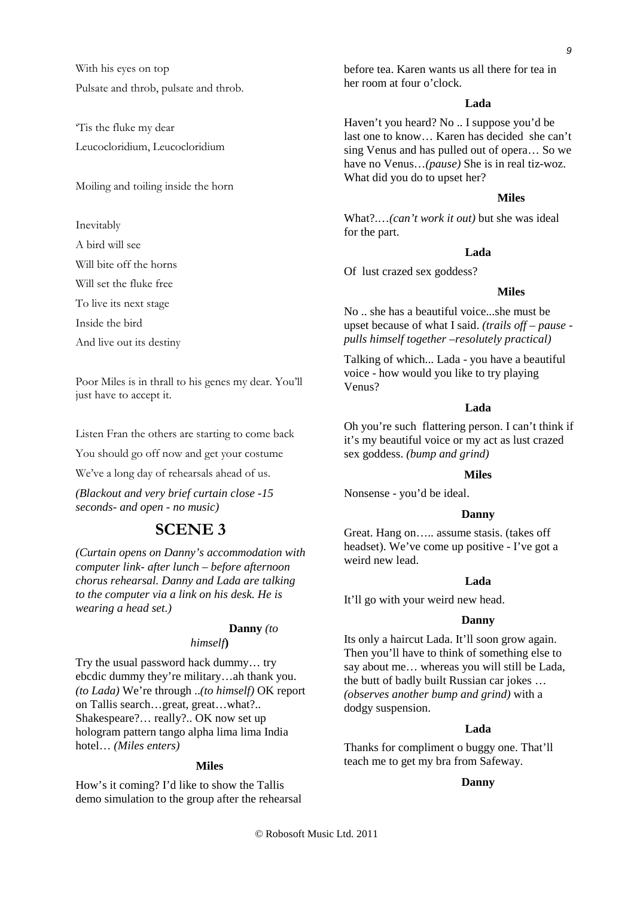With his eyes on top

Pulsate and throb, pulsate and throb.

'Tis the fluke my dear

Leucocloridium, Leucocloridium

Moiling and toiling inside the horn

Inevitably

A bird will see

Will bite off the horns

Will set the fluke free

To live its next stage

Inside the bird

And live out its destiny

Poor Miles is in thrall to his genes my dear. You'll just have to accept it.

Listen Fran the others are starting to come back

You should go off now and get your costume

We've a long day of rehearsals ahead of us.

*(Blackout and very brief curtain close -15 seconds- and open - no music)*

## SCENE 3

*(Curtain opens on Danny's accommodation with computer link- after lunch – before afternoon chorus rehearsal. Danny and Lada are talking to the computer via a link on his desk. He is wearing a head set.)*

**Danny** *(to himself)*

Try the usual password hack dummy… try ebcdic dummy they're military…ah thank you. *(to Lada)* We're through ..*(to himself)* OK report on Tallis search…great, great…what?.. Shakespeare?… really?.. OK now set up hologram pattern tango alpha lima lima India hotel… *(Miles enters)*

**Miles**

How's it coming? I'd like to show the Tallis demo simulation to the group after the rehearsal before tea. Karen wants us all there for tea in her room at four o'clock.

**Lada**

Haven't you heard? No .. I suppose you'd be last one to know… Karen has decided she can't sing Venus and has pulled out of opera… So we have no Venus…*(pause)* She is in real tiz-woz. What did you do to upset her?

**Miles**

What?.…*(can't work it out)* but she was ideal for the part.

**Lada**

Of lust crazed sex goddess?

**Miles**

No .. she has a beautiful voice...she must be upset because of what I said. *(trails off – pause - pulls himself together –resolutely practical)*

Talking of which... Lada - you have a beautiful voice - how would you like to try playing Venus?

**Lada**

Oh you're such flattering person. I can't think if it's my beautiful voice or my act as lust crazed sex goddess. *(bump and grind)*

**Miles**

Nonsense - you'd be ideal.

**Danny**

Great. Hang on….. assume stasis. (takes off headset). We've come up positive - I've got a weird new lead.

**Lada**

It'll go with your weird new head.

**Danny**

Its only a haircut Lada. It'll soon grow again. Then you'll have to think of something else to say about me… whereas you will still be Lada, the butt of badly built Russian car jokes … *(observes another bump and grind)* with a dodgy suspension.

**Lada**

Thanks for compliment o buggy one. That'll teach me to get my bra from Safeway.

**Danny**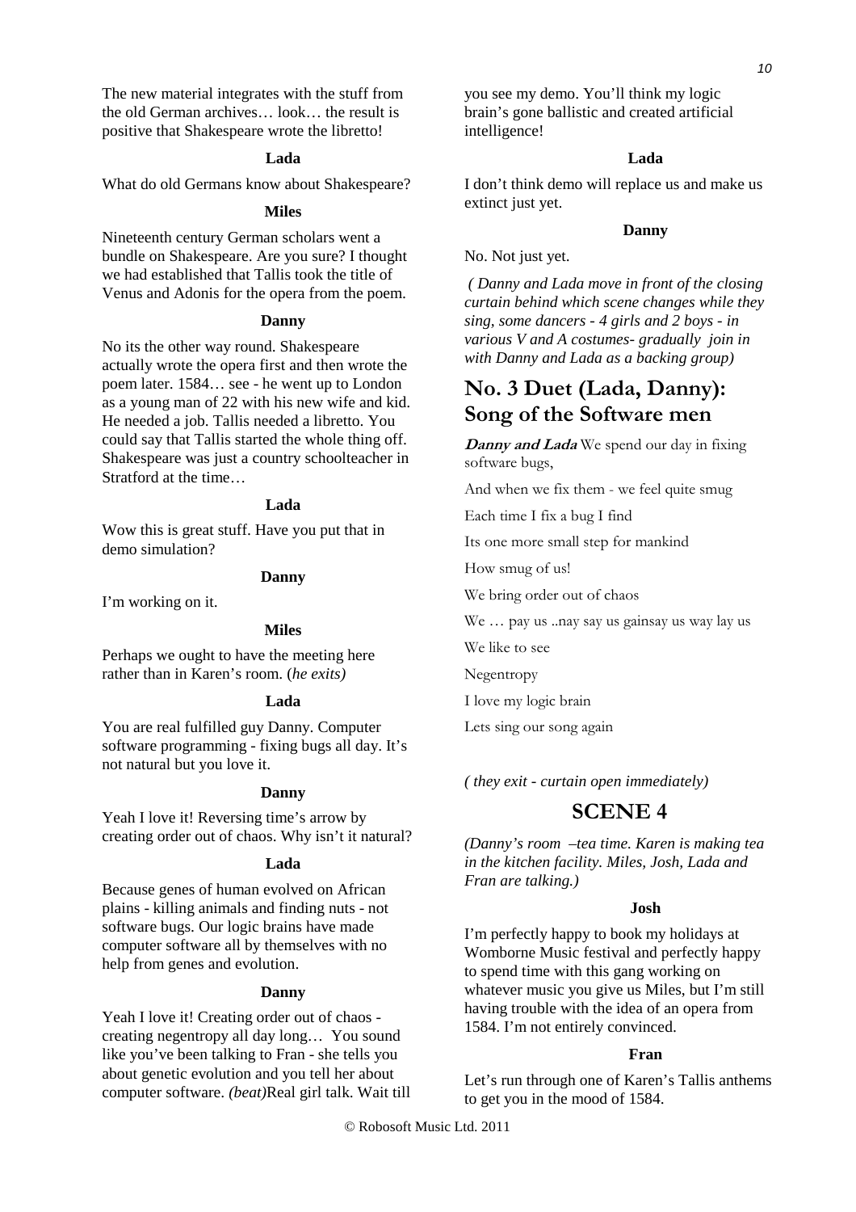The new material integrates with the stuff from the old German archives… look… the result is positive that Shakespeare wrote the libretto!

**Lada**

What do old Germans know about Shakespeare?

**Miles**

Nineteenth century German scholars went a bundle on Shakespeare. Are you sure? I thought we had established that Tallis took the title of Venus and Adonis for the opera from the poem.

**Danny**

No its the other way round. Shakespeare actually wrote the opera first and then wrote the poem later. 1584… see - he went up to London as a young man of 22 with his new wife and kid. He needed a job. Tallis needed a libretto. You could say that Tallis started the whole thing off. Shakespeare was just a country schoolteacher in Stratford at the time…

**Lada**

Wow this is great stuff. Have you put that in demo simulation?

**Danny**

I'm working on it.

**Miles**

Perhaps we ought to have the meeting here rather than in Karen's room. (*he exits)*

**Lada**

You are real fulfilled guy Danny. Computer software programming - fixing bugs all day. It's not natural but you love it.

**Danny**

Yeah I love it! Reversing time's arrow by creating order out of chaos. Why isn't it natural?

**Lada**

Because genes of human evolved on African plains - killing animals and finding nuts - not software bugs. Our logic brains have made computer software all by themselves with no help from genes and evolution.

**Danny**

Yeah I love it! Creating order out of chaos - creating negentropy all day long… You sound like you've been talking to Fran - she tells you about genetic evolution and you tell her about computer software. *(beat)*Real girl talk. Wait till you see my demo. You'll think my logic brain's gone ballistic and created artificial intelligence!

**Lada**

I don't think demo will replace us and make us extinct just yet.

**Danny**

No. Not just yet.

*( Danny and Lada move in front of the closing curtain behind which scene changes while they sing, some dancers - 4 girls and 2 boys - in various V and A costumes- gradually join in with Danny and Lada as a backing group)*

## No. 3 Duet (Lada, Danny): Song of the Software men

***Danny and Lada*** We spend our day in fixing software bugs,

And when we fix them - we feel quite smug

Each time I fix a bug I find

Its one more small step for mankind

How smug of us!

We bring order out of chaos

We … pay us ..nay say us gainsay us way lay us

We like to see

Negentropy

I love my logic brain

Lets sing our song again

*( they exit - curtain open immediately)*

## SCENE 4

*(Danny's room –tea time. Karen is making tea in the kitchen facility. Miles, Josh, Lada and Fran are talking.)*

**Josh**

I'm perfectly happy to book my holidays at Womborne Music festival and perfectly happy to spend time with this gang working on whatever music you give us Miles, but I'm still having trouble with the idea of an opera from 1584. I'm not entirely convinced.

**Fran**

Let's run through one of Karen's Tallis anthems to get you in the mood of 1584.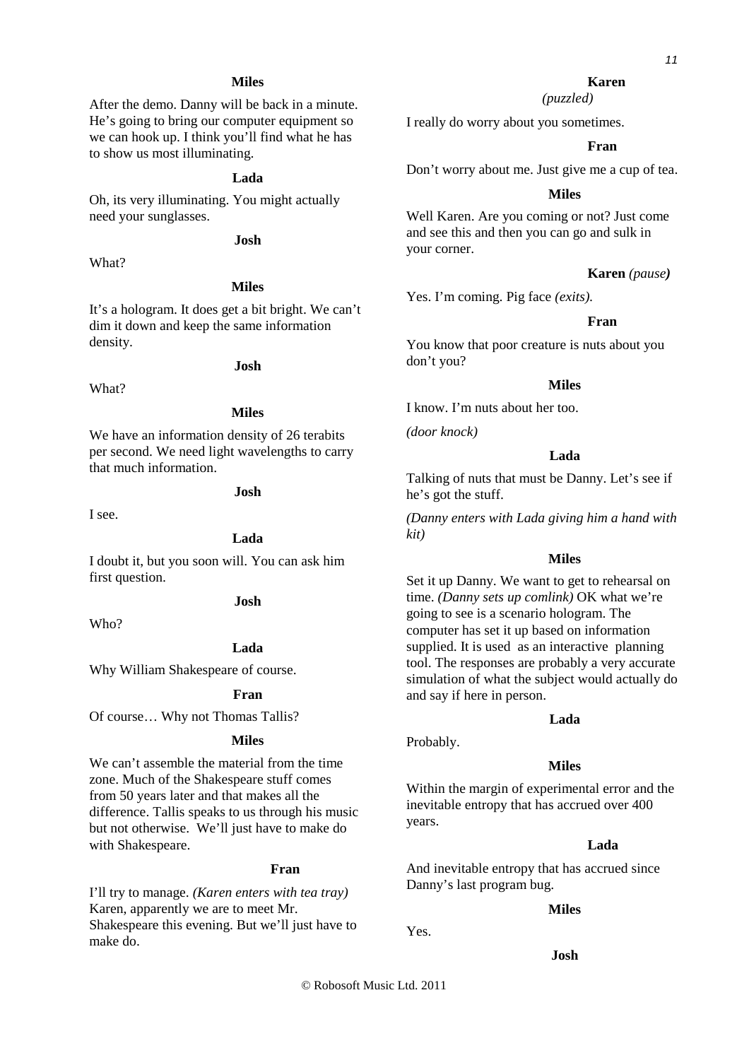**Miles**

After the demo. Danny will be back in a minute. He's going to bring our computer equipment so we can hook up. I think you'll find what he has to show us most illuminating.

**Lada**

Oh, its very illuminating. You might actually need your sunglasses.

**Josh**

What?

**Miles**

It's a hologram. It does get a bit bright. We can't dim it down and keep the same information density.

**Josh**

What?

**Miles**

We have an information density of 26 terabits per second. We need light wavelengths to carry that much information.

**Josh**

I see.

**Lada**

I doubt it, but you soon will. You can ask him first question.

**Josh**

Who?

**Lada**

Why William Shakespeare of course.

**Fran**

Of course… Why not Thomas Tallis?

**Miles**

We can't assemble the material from the time zone. Much of the Shakespeare stuff comes from 50 years later and that makes all the difference. Tallis speaks to us through his music but not otherwise. We'll just have to make do with Shakespeare.

**Fran**

I'll try to manage. *(Karen enters with tea tray)* Karen, apparently we are to meet Mr. Shakespeare this evening. But we'll just have to make do.

**Karen**
*(puzzled)*

I really do worry about you sometimes.

**Fran**

Don't worry about me. Just give me a cup of tea.

**Miles**

Well Karen. Are you coming or not? Just come and see this and then you can go and sulk in your corner.

**Karen** *(pause)*

Yes. I'm coming. Pig face *(exits).*

**Fran**

You know that poor creature is nuts about you don't you?

**Miles**

I know. I'm nuts about her too.

*(door knock)*

**Lada**

Talking of nuts that must be Danny. Let's see if he's got the stuff.

*(Danny enters with Lada giving him a hand with kit)*

**Miles**

Set it up Danny. We want to get to rehearsal on time. *(Danny sets up comlink)* OK what we're going to see is a scenario hologram. The computer has set it up based on information supplied. It is used as an interactive planning tool. The responses are probably a very accurate simulation of what the subject would actually do and say if here in person.

**Lada**

Probably.

**Miles**

Within the margin of experimental error and the inevitable entropy that has accrued over 400 years.

**Lada**

And inevitable entropy that has accrued since Danny's last program bug.

**Miles**

Yes.

**Josh**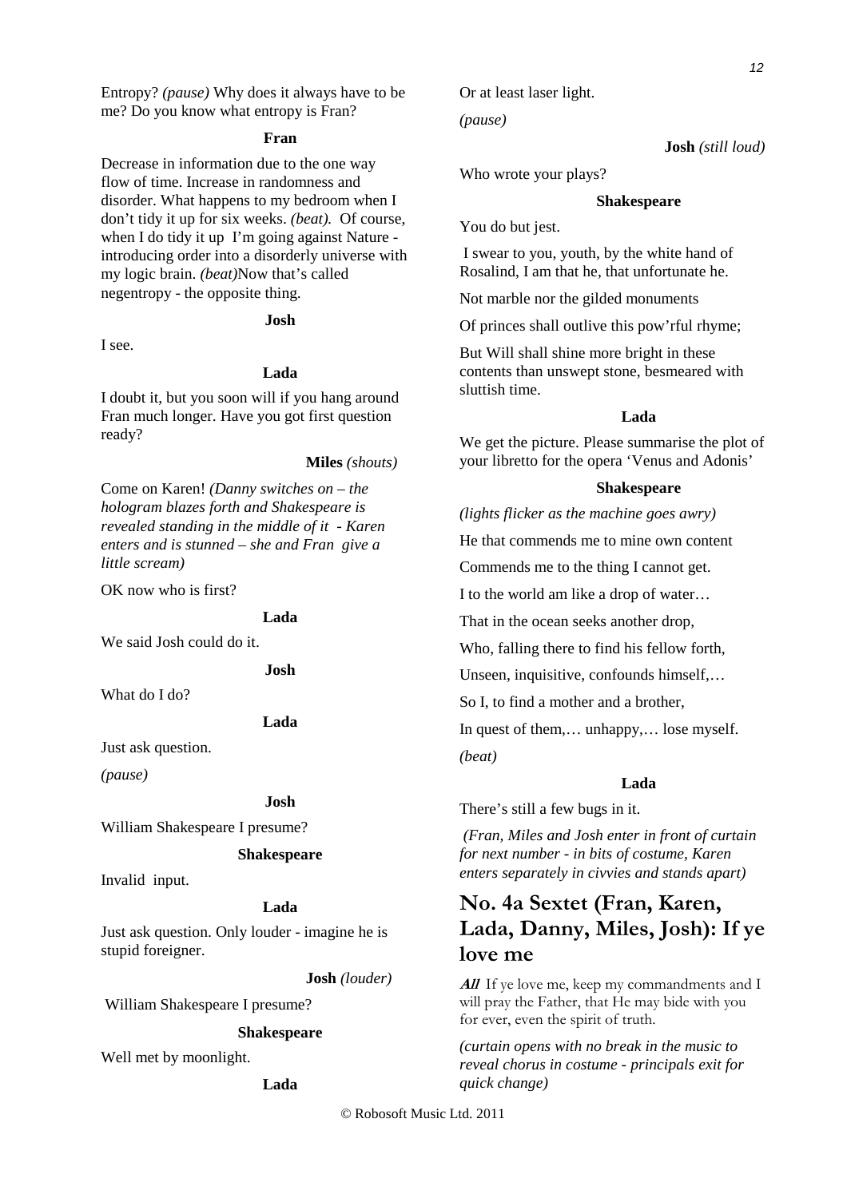Entropy? *(pause)* Why does it always have to be me? Do you know what entropy is Fran?

**Fran**

Decrease in information due to the one way flow of time. Increase in randomness and disorder. What happens to my bedroom when I don't tidy it up for six weeks. *(beat).* Of course, when I do tidy it up I'm going against Nature - introducing order into a disorderly universe with my logic brain. *(beat)*Now that's called negentropy - the opposite thing.

**Josh**

I see.

**Lada**

I doubt it, but you soon will if you hang around Fran much longer. Have you got first question ready?

**Miles** *(shouts)*

Come on Karen! *(Danny switches on – the hologram blazes forth and Shakespeare is revealed standing in the middle of it - Karen enters and is stunned – she and Fran give a little scream)*

OK now who is first?

**Lada**

We said Josh could do it.

**Josh**

What do I do?

**Lada**

Just ask question.

*(pause)*

**Josh**

William Shakespeare I presume?

**Shakespeare**

Invalid input.

**Lada**

Just ask question. Only louder - imagine he is stupid foreigner.

**Josh** *(louder)*

William Shakespeare I presume?

**Shakespeare**

Well met by moonlight.

**Lada**

Or at least laser light.

*(pause)*

**Josh** *(still loud)*

Who wrote your plays?

**Shakespeare**

You do but jest.

I swear to you, youth, by the white hand of Rosalind, I am that he, that unfortunate he.

Not marble nor the gilded monuments

Of princes shall outlive this pow'rful rhyme;

But Will shall shine more bright in these contents than unswept stone, besmeared with sluttish time.

**Lada**

We get the picture. Please summarise the plot of your libretto for the opera 'Venus and Adonis'

**Shakespeare**

*(lights flicker as the machine goes awry)*

He that commends me to mine own content

Commends me to the thing I cannot get.

I to the world am like a drop of water…

That in the ocean seeks another drop,

Who, falling there to find his fellow forth,

Unseen, inquisitive, confounds himself,…

So I, to find a mother and a brother,

In quest of them,… unhappy,… lose myself.

*(beat)*

**Lada**

There's still a few bugs in it.

*(Fran, Miles and Josh enter in front of curtain for next number - in bits of costume, Karen enters separately in civvies and stands apart)*

## No. 4a Sextet (Fran, Karen, Lada, Danny, Miles, Josh): If ye love me

***All*** If ye love me, keep my commandments and I will pray the Father, that He may bide with you for ever, even the spirit of truth.

*(curtain opens with no break in the music to reveal chorus in costume - principals exit for quick change)*

© Robosoft Music Ltd. 2011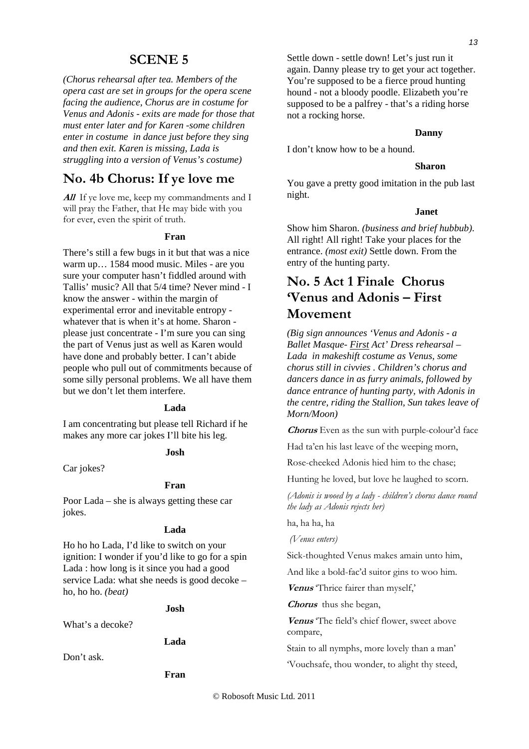# SCENE 5

*(Chorus rehearsal after tea. Members of the opera cast are set in groups for the opera scene facing the audience, Chorus are in costume for Venus and Adonis - exits are made for those that must enter later and for Karen -some children enter in costume in dance just before they sing and then exit. Karen is missing, Lada is struggling into a version of Venus's costume)*

## No. 4b Chorus: If ye love me

***All*** If ye love me, keep my commandments and I will pray the Father, that He may bide with you for ever, even the spirit of truth.

**Fran**

There's still a few bugs in it but that was a nice warm up… 1584 mood music. Miles - are you sure your computer hasn't fiddled around with Tallis' music? All that 5/4 time? Never mind - I know the answer - within the margin of experimental error and inevitable entropy - whatever that is when it's at home. Sharon - please just concentrate - I'm sure you can sing the part of Venus just as well as Karen would have done and probably better. I can't abide people who pull out of commitments because of some silly personal problems. We all have them but we don't let them interfere.

**Lada**

I am concentrating but please tell Richard if he makes any more car jokes I'll bite his leg.

**Josh**

Car jokes?

**Fran**

Poor Lada – she is always getting these car jokes.

**Lada**

Ho ho ho Lada, I'd like to switch on your ignition: I wonder if you'd like to go for a spin Lada : how long is it since you had a good service Lada: what she needs is good decoke – ho, ho ho. *(beat)*

**Josh**

What's a decoke?

**Lada**

Don't ask.

**Fran**

Settle down - settle down! Let's just run it again. Danny please try to get your act together. You're supposed to be a fierce proud hunting hound - not a bloody poodle. Elizabeth you're supposed to be a palfrey - that's a riding horse not a rocking horse.

**Danny**

I don't know how to be a hound.

**Sharon**

You gave a pretty good imitation in the pub last night.

**Janet**

Show him Sharon. *(business and brief hubbub)*. All right! All right! Take your places for the entrance. *(most exit)* Settle down. From the entry of the hunting party.

## No. 5 Act 1 Finale Chorus 'Venus and Adonis – First Movement

*(Big sign announces 'Venus and Adonis - a Ballet Masque- First Act' Dress rehearsal – Lada in makeshift costume as Venus, some chorus still in civvies . Children's chorus and dancers dance in as furry animals, followed by dance entrance of hunting party, with Adonis in the centre, riding the Stallion, Sun takes leave of Morn/Moon)*

***Chorus*** Even as the sun with purple-colour'd face

Had ta'en his last leave of the weeping morn,

Rose-cheeked Adonis hied him to the chase;

Hunting he loved, but love he laughed to scorn.

*(Adonis is wooed by a lady - children's chorus dance round the lady as Adonis rejects her)*

ha, ha ha, ha

*(Venus enters)*

Sick-thoughted Venus makes amain unto him,

And like a bold-fac'd suitor gins to woo him.

***Venus*** 'Thrice fairer than myself,'

***Chorus*** thus she began,

***Venus*** 'The field's chief flower, sweet above compare,

Stain to all nymphs, more lovely than a man'

'Vouchsafe, thou wonder, to alight thy steed,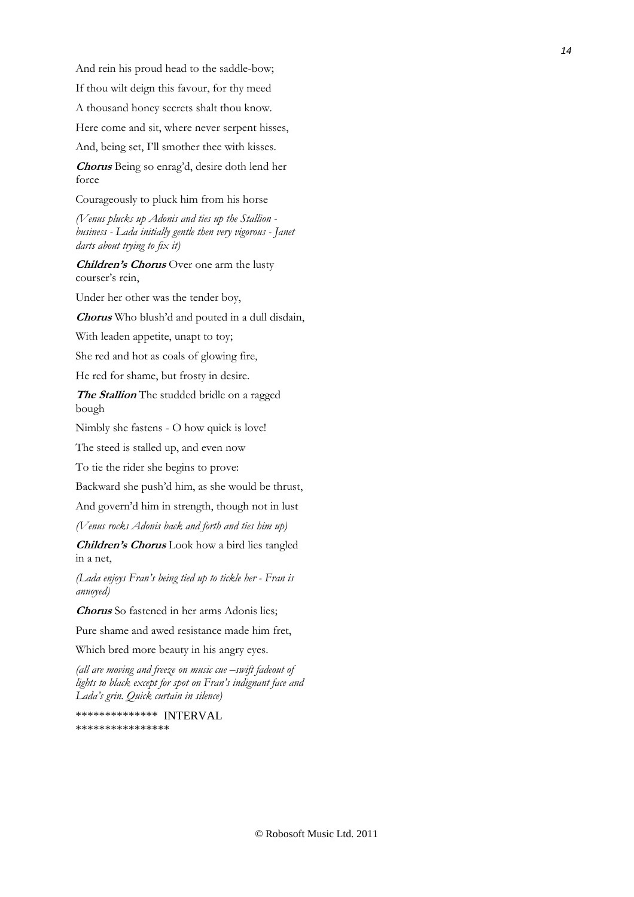And rein his proud head to the saddle-bow;

If thou wilt deign this favour, for thy meed

A thousand honey secrets shalt thou know.

Here come and sit, where never serpent hisses,

And, being set, I'll smother thee with kisses.

***Chorus*** Being so enrag'd, desire doth lend her force

Courageously to pluck him from his horse

*(Venus plucks up Adonis and ties up the Stallion - business - Lada initially gentle then very vigorous - Janet darts about trying to fix it)*

***Children's Chorus*** Over one arm the lusty courser's rein,

Under her other was the tender boy,

***Chorus*** Who blush'd and pouted in a dull disdain,

With leaden appetite, unapt to toy;

She red and hot as coals of glowing fire,

He red for shame, but frosty in desire.

***The Stallion*** The studded bridle on a ragged bough

Nimbly she fastens - O how quick is love!

The steed is stalled up, and even now

To tie the rider she begins to prove:

Backward she push'd him, as she would be thrust,

And govern'd him in strength, though not in lust

*(Venus rocks Adonis back and forth and ties him up)*

***Children's Chorus*** Look how a bird lies tangled in a net,

*(Lada enjoys Fran's being tied up to tickle her - Fran is annoyed)*

***Chorus*** So fastened in her arms Adonis lies;

Pure shame and awed resistance made him fret,

Which bred more beauty in his angry eyes.

*(all are moving and freeze on music cue –swift fadeout of lights to black except for spot on Fran's indignant face and Lada's grin. Quick curtain in silence)*

************** INTERVAL ****************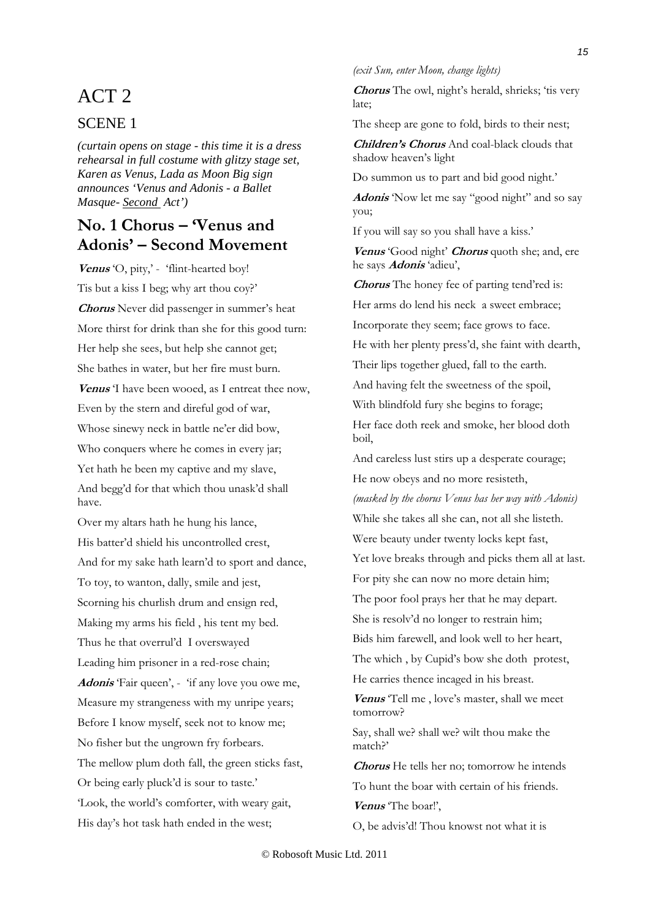# ACT 2

## SCENE 1

***(curtain opens on stage - this time it is a dress rehearsal in full costume with glitzy stage set, Karen as Venus, Lada as Moon Big sign announces 'Venus and Adonis - a Ballet Masque- Second Act')***

## No. 1 Chorus – 'Venus and Adonis' – Second Movement

***Venus*** 'O, pity,' - 'flint-hearted boy!

Tis but a kiss I beg; why art thou coy?'

***Chorus*** Never did passenger in summer's heat

More thirst for drink than she for this good turn:

Her help she sees, but help she cannot get;

She bathes in water, but her fire must burn.

***Venus*** 'I have been wooed, as I entreat thee now,

Even by the stern and direful god of war,

Whose sinewy neck in battle ne'er did bow,

Who conquers where he comes in every jar;

Yet hath he been my captive and my slave,

And begg'd for that which thou unask'd shall have.

Over my altars hath he hung his lance,

His batter'd shield his uncontrolled crest,

And for my sake hath learn'd to sport and dance,

To toy, to wanton, dally, smile and jest,

Scorning his churlish drum and ensign red,

Making my arms his field , his tent my bed.

Thus he that overrul'd I overswayed

Leading him prisoner in a red-rose chain;

***Adonis*** 'Fair queen', - 'if any love you owe me,

Measure my strangeness with my unripe years;

Before I know myself, seek not to know me;

No fisher but the ungrown fry forbears.

The mellow plum doth fall, the green sticks fast,

Or being early pluck'd is sour to taste.'

'Look, the world's comforter, with weary gait,

His day's hot task hath ended in the west;

*(exit Sun, enter Moon, change lights)*

***Chorus*** The owl, night's herald, shrieks; 'tis very late;

The sheep are gone to fold, birds to their nest;

***Children's Chorus*** And coal-black clouds that shadow heaven's light

Do summon us to part and bid good night.'

***Adonis*** 'Now let me say "good night" and so say you;

If you will say so you shall have a kiss.'

***Venus*** 'Good night' ***Chorus*** quoth she; and, ere he says ***Adonis*** 'adieu',

***Chorus*** The honey fee of parting tend'red is:

Her arms do lend his neck a sweet embrace;

Incorporate they seem; face grows to face.

He with her plenty press'd, she faint with dearth,

Their lips together glued, fall to the earth.

And having felt the sweetness of the spoil,

With blindfold fury she begins to forage;

Her face doth reek and smoke, her blood doth boil,

And careless lust stirs up a desperate courage;

He now obeys and no more resisteth,

*(masked by the chorus Venus has her way with Adonis)*

While she takes all she can, not all she listeth.

Were beauty under twenty locks kept fast,

Yet love breaks through and picks them all at last.

For pity she can now no more detain him;

The poor fool prays her that he may depart.

She is resolv'd no longer to restrain him;

Bids him farewell, and look well to her heart,

The which , by Cupid's bow she doth protest,

He carries thence incaged in his breast.

***Venus*** 'Tell me , love's master, shall we meet tomorrow?

Say, shall we? shall we? wilt thou make the match?'

***Chorus*** He tells her no; tomorrow he intends

To hunt the boar with certain of his friends.

***Venus*** 'The boar!',

O, be advis'd! Thou knowst not what it is

© Robosoft Music Ltd. 2011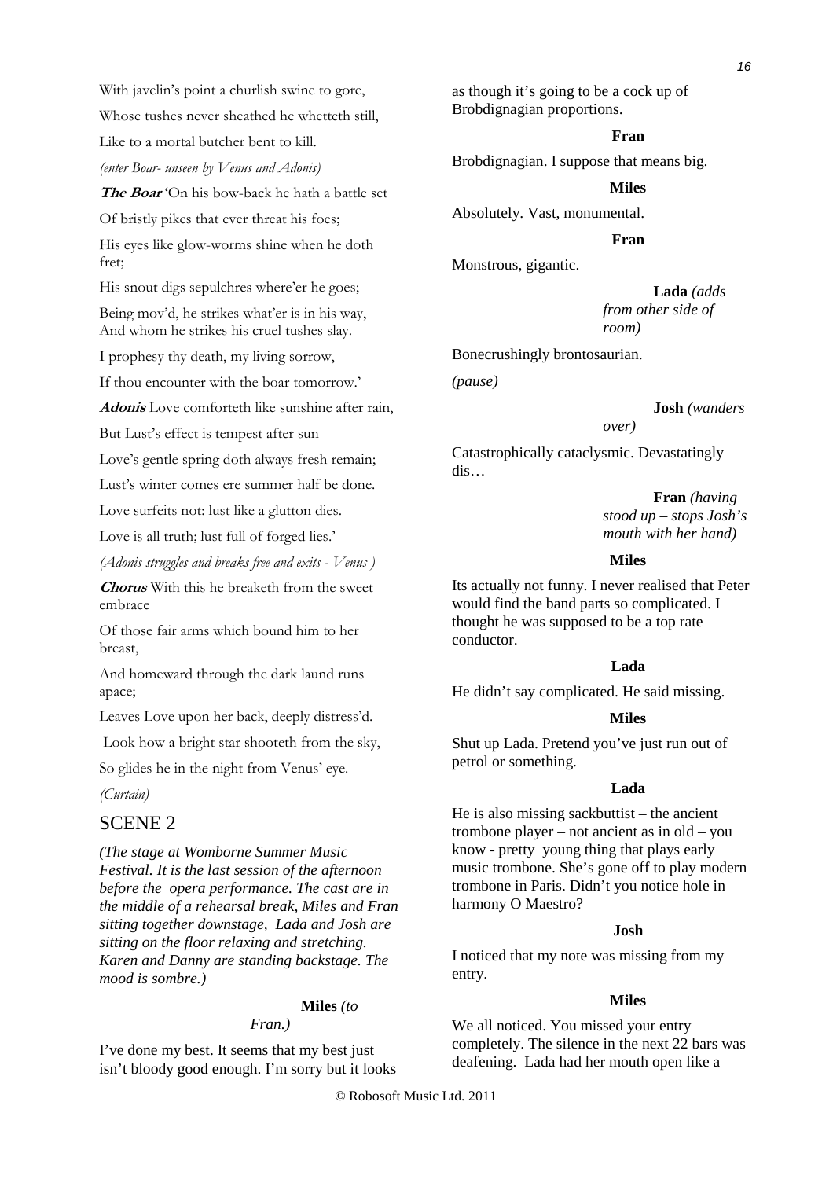With javelin's point a churlish swine to gore,

Whose tushes never sheathed he whetteth still,

Like to a mortal butcher bent to kill.

*(enter Boar- unseen by Venus and Adonis)*

***The Boar*** 'On his bow-back he hath a battle set

Of bristly pikes that ever threat his foes;

His eyes like glow-worms shine when he doth fret;

His snout digs sepulchres where'er he goes;

Being mov'd, he strikes what'er is in his way, And whom he strikes his cruel tushes slay.

I prophesy thy death, my living sorrow,

If thou encounter with the boar tomorrow.'

***Adonis*** Love comforteth like sunshine after rain,

But Lust's effect is tempest after sun

Love's gentle spring doth always fresh remain;

Lust's winter comes ere summer half be done.

Love surfeits not: lust like a glutton dies.

Love is all truth; lust full of forged lies.'

*(Adonis struggles and breaks free and exits - Venus )*

***Chorus*** With this he breaketh from the sweet embrace

Of those fair arms which bound him to her breast,

And homeward through the dark laund runs apace;

Leaves Love upon her back, deeply distress'd.

Look how a bright star shooteth from the sky,

So glides he in the night from Venus' eye.

*(Curtain)*

## SCENE 2

***(The stage at Womborne Summer Music Festival. It is the last session of the afternoon before the opera performance. The cast are in the middle of a rehearsal break, Miles and Fran sitting together downstage, Lada and Josh are sitting on the floor relaxing and stretching. Karen and Danny are standing backstage. The mood is sombre.)***

**Miles** *(to Fran.)*

I've done my best. It seems that my best just isn't bloody good enough. I'm sorry but it looks as though it's going to be a cock up of Brobdignagian proportions.

**Fran**

Brobdignagian. I suppose that means big.

**Miles**

Absolutely. Vast, monumental.

**Fran**

Monstrous, gigantic.

**Lada** *(adds from other side of room)*

Bonecrushingly brontosaurian.

*(pause)*

**Josh** *(wanders over)*

Catastrophically cataclysmic. Devastatingly dis…

**Fran** *(having stood up – stops Josh's mouth with her hand)*

**Miles**

Its actually not funny. I never realised that Peter would find the band parts so complicated. I thought he was supposed to be a top rate conductor.

**Lada**

He didn't say complicated. He said missing.

**Miles**

Shut up Lada. Pretend you've just run out of petrol or something.

**Lada**

He is also missing sackbuttist – the ancient trombone player – not ancient as in old – you know - pretty young thing that plays early music trombone. She's gone off to play modern trombone in Paris. Didn't you notice hole in harmony O Maestro?

**Josh**

I noticed that my note was missing from my entry.

**Miles**

We all noticed. You missed your entry completely. The silence in the next 22 bars was deafening. Lada had her mouth open like a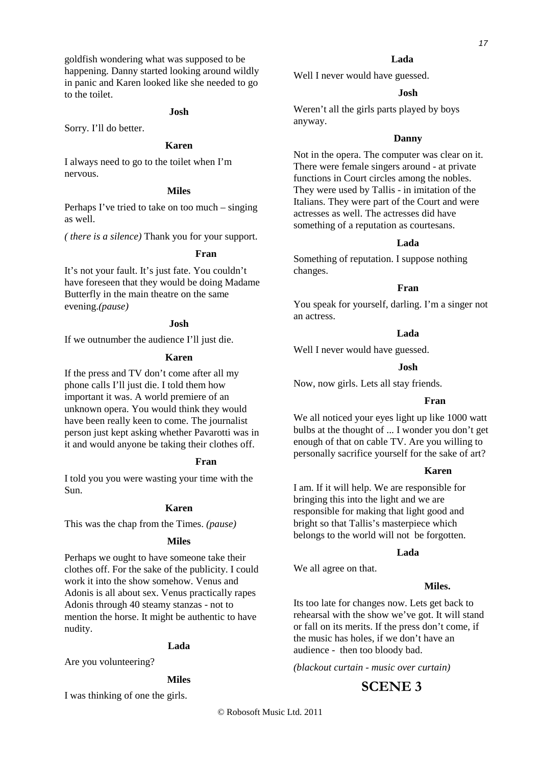goldfish wondering what was supposed to be happening. Danny started looking around wildly in panic and Karen looked like she needed to go to the toilet.

**Josh**

Sorry. I'll do better.

**Karen**

I always need to go to the toilet when I'm nervous.

**Miles**

Perhaps I've tried to take on too much – singing as well.

*( there is a silence)* Thank you for your support.

**Fran**

It's not your fault. It's just fate. You couldn't have foreseen that they would be doing Madame Butterfly in the main theatre on the same evening.*(pause)*

**Josh**

If we outnumber the audience I'll just die.

**Karen**

If the press and TV don't come after all my phone calls I'll just die. I told them how important it was. A world premiere of an unknown opera. You would think they would have been really keen to come. The journalist person just kept asking whether Pavarotti was in it and would anyone be taking their clothes off.

**Fran**

I told you you were wasting your time with the Sun.

**Karen**

This was the chap from the Times. *(pause)*

**Miles**

Perhaps we ought to have someone take their clothes off. For the sake of the publicity. I could work it into the show somehow. Venus and Adonis is all about sex. Venus practically rapes Adonis through 40 steamy stanzas - not to mention the horse. It might be authentic to have nudity.

**Lada**

Are you volunteering?

**Miles**

I was thinking of one the girls.

**Lada**

Well I never would have guessed.

**Josh**

Weren't all the girls parts played by boys anyway.

**Danny**

Not in the opera. The computer was clear on it. There were female singers around - at private functions in Court circles among the nobles. They were used by Tallis - in imitation of the Italians. They were part of the Court and were actresses as well. The actresses did have something of a reputation as courtesans.

**Lada**

Something of reputation. I suppose nothing changes.

**Fran**

You speak for yourself, darling. I'm a singer not an actress.

**Lada**

Well I never would have guessed.

**Josh**

Now, now girls. Lets all stay friends.

**Fran**

We all noticed your eyes light up like 1000 watt bulbs at the thought of ... I wonder you don't get enough of that on cable TV. Are you willing to personally sacrifice yourself for the sake of art?

**Karen**

I am. If it will help. We are responsible for bringing this into the light and we are responsible for making that light good and bright so that Tallis's masterpiece which belongs to the world will not be forgotten.

**Lada**

We all agree on that.

**Miles.**

Its too late for changes now. Lets get back to rehearsal with the show we've got. It will stand or fall on its merits. If the press don't come, if the music has holes, if we don't have an audience - then too bloody bad.

*(blackout curtain - music over curtain)*

## SCENE 3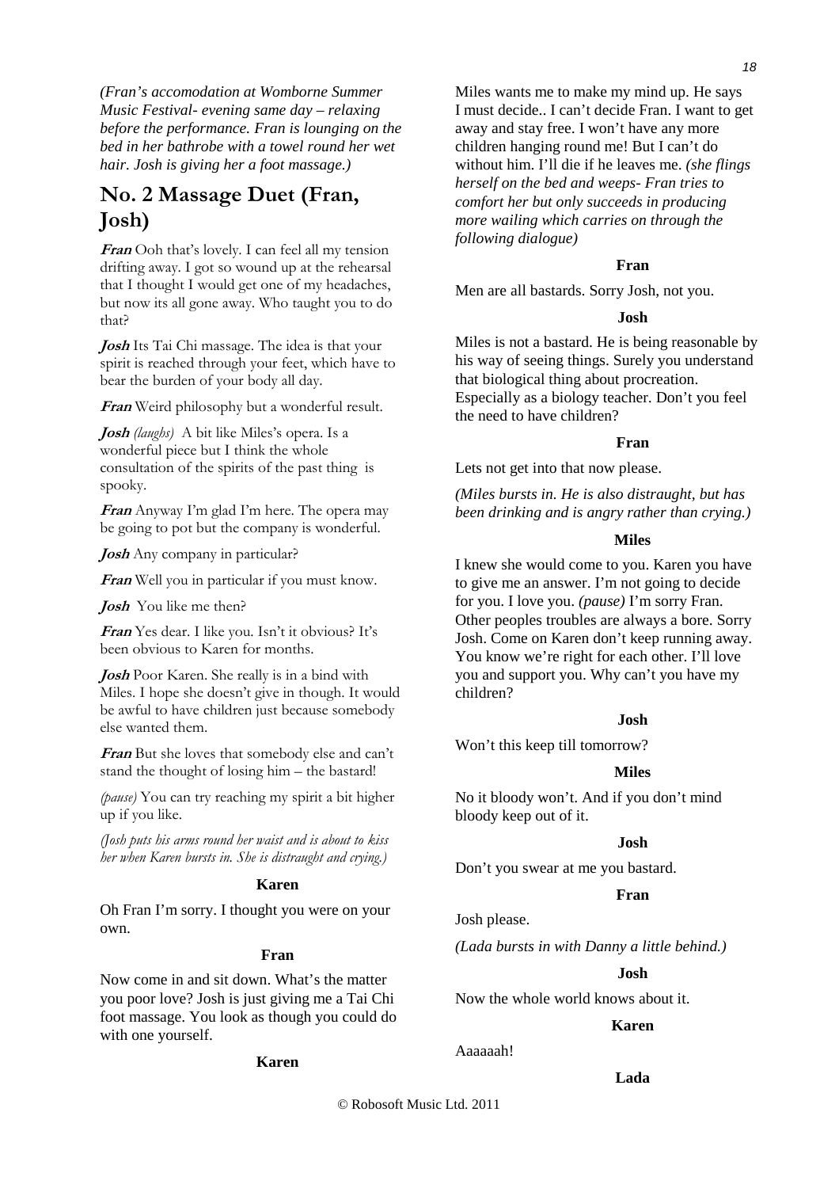*(Fran's accomodation at Womborne Summer Music Festival- evening same day – relaxing before the performance. Fran is lounging on the bed in her bathrobe with a towel round her wet hair. Josh is giving her a foot massage.)*

## No. 2 Massage Duet (Fran, Josh)

***Fran*** Ooh that's lovely. I can feel all my tension drifting away. I got so wound up at the rehearsal that I thought I would get one of my headaches, but now its all gone away. Who taught you to do that?

***Josh*** Its Tai Chi massage. The idea is that your spirit is reached through your feet, which have to bear the burden of your body all day.

***Fran*** Weird philosophy but a wonderful result.

***Josh*** *(laughs)* A bit like Miles's opera. Is a wonderful piece but I think the whole consultation of the spirits of the past thing is spooky.

***Fran*** Anyway I'm glad I'm here. The opera may be going to pot but the company is wonderful.

***Josh*** Any company in particular?

***Fran*** Well you in particular if you must know.

***Josh*** You like me then?

***Fran*** Yes dear. I like you. Isn't it obvious? It's been obvious to Karen for months.

***Josh*** Poor Karen. She really is in a bind with Miles. I hope she doesn't give in though. It would be awful to have children just because somebody else wanted them.

***Fran*** But she loves that somebody else and can't stand the thought of losing him – the bastard!

*(pause)* You can try reaching my spirit a bit higher up if you like.

*(Josh puts his arms round her waist and is about to kiss her when Karen bursts in. She is distraught and crying.)*

**Karen**

Oh Fran I'm sorry. I thought you were on your own.

**Fran**

Now come in and sit down. What's the matter you poor love? Josh is just giving me a Tai Chi foot massage. You look as though you could do with one yourself.

**Karen**

Miles wants me to make my mind up. He says I must decide.. I can't decide Fran. I want to get away and stay free. I won't have any more children hanging round me! But I can't do without him. I'll die if he leaves me. *(she flings herself on the bed and weeps- Fran tries to comfort her but only succeeds in producing more wailing which carries on through the following dialogue)*

**Fran**

Men are all bastards. Sorry Josh, not you.

**Josh**

Miles is not a bastard. He is being reasonable by his way of seeing things. Surely you understand that biological thing about procreation. Especially as a biology teacher. Don't you feel the need to have children?

**Fran**

Lets not get into that now please.

*(Miles bursts in. He is also distraught, but has been drinking and is angry rather than crying.)*

**Miles**

I knew she would come to you. Karen you have to give me an answer. I'm not going to decide for you. I love you. *(pause)* I'm sorry Fran. Other peoples troubles are always a bore. Sorry Josh. Come on Karen don't keep running away. You know we're right for each other. I'll love you and support you. Why can't you have my children?

**Josh**

Won't this keep till tomorrow?

**Miles**

No it bloody won't. And if you don't mind bloody keep out of it.

**Josh**

Don't you swear at me you bastard.

**Fran**

Josh please.

*(Lada bursts in with Danny a little behind.)*

**Josh**

Now the whole world knows about it.

**Karen**

Aaaaaah!

**Lada**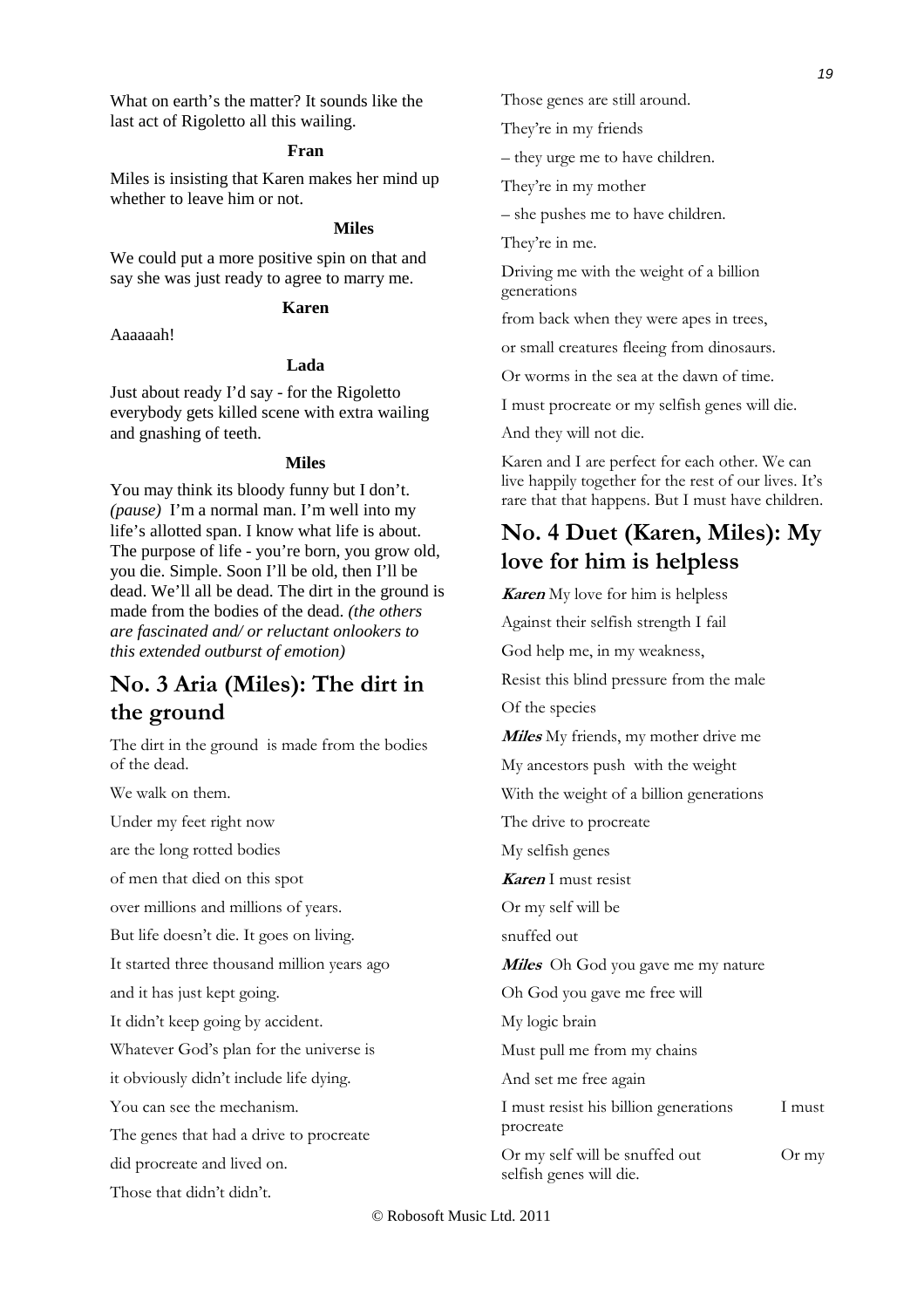What on earth's the matter? It sounds like the last act of Rigoletto all this wailing.

**Fran**

Miles is insisting that Karen makes her mind up whether to leave him or not.

**Miles**

We could put a more positive spin on that and say she was just ready to agree to marry me.

**Karen**

Aaaaaah!

**Lada**

Just about ready I'd say - for the Rigoletto everybody gets killed scene with extra wailing and gnashing of teeth.

**Miles**

You may think its bloody funny but I don't. *(pause)* I'm a normal man. I'm well into my life's allotted span. I know what life is about. The purpose of life - you're born, you grow old, you die. Simple. Soon I'll be old, then I'll be dead. We'll all be dead. The dirt in the ground is made from the bodies of the dead. *(the others are fascinated and/ or reluctant onlookers to this extended outburst of emotion)*

## No. 3 Aria (Miles): The dirt in the ground

The dirt in the ground is made from the bodies of the dead.

We walk on them.

Under my feet right now

are the long rotted bodies

of men that died on this spot

over millions and millions of years.

But life doesn't die. It goes on living.

It started three thousand million years ago

and it has just kept going.

It didn't keep going by accident.

Whatever God's plan for the universe is

it obviously didn't include life dying.

You can see the mechanism.

The genes that had a drive to procreate

did procreate and lived on.

Those that didn't didn't.

Those genes are still around.

They're in my friends

– they urge me to have children.

They're in my mother

– she pushes me to have children.

They're in me.

Driving me with the weight of a billion generations

from back when they were apes in trees,

or small creatures fleeing from dinosaurs.

Or worms in the sea at the dawn of time.

I must procreate or my selfish genes will die.

And they will not die.

Karen and I are perfect for each other. We can live happily together for the rest of our lives. It's rare that that happens. But I must have children.

## No. 4 Duet (Karen, Miles): My love for him is helpless

***Karen*** My love for him is helpless

Against their selfish strength I fail

God help me, in my weakness,

Resist this blind pressure from the male

Of the species

***Miles*** My friends, my mother drive me

My ancestors push with the weight

With the weight of a billion generations

The drive to procreate

My selfish genes

***Karen*** I must resist

Or my self will be

snuffed out

***Miles*** Oh God you gave me my nature

Oh God you gave me free will

My logic brain

Must pull me from my chains

And set me free again

I must resist his billion generations — I must procreate

Or my self will be snuffed out — Or my selfish genes will die.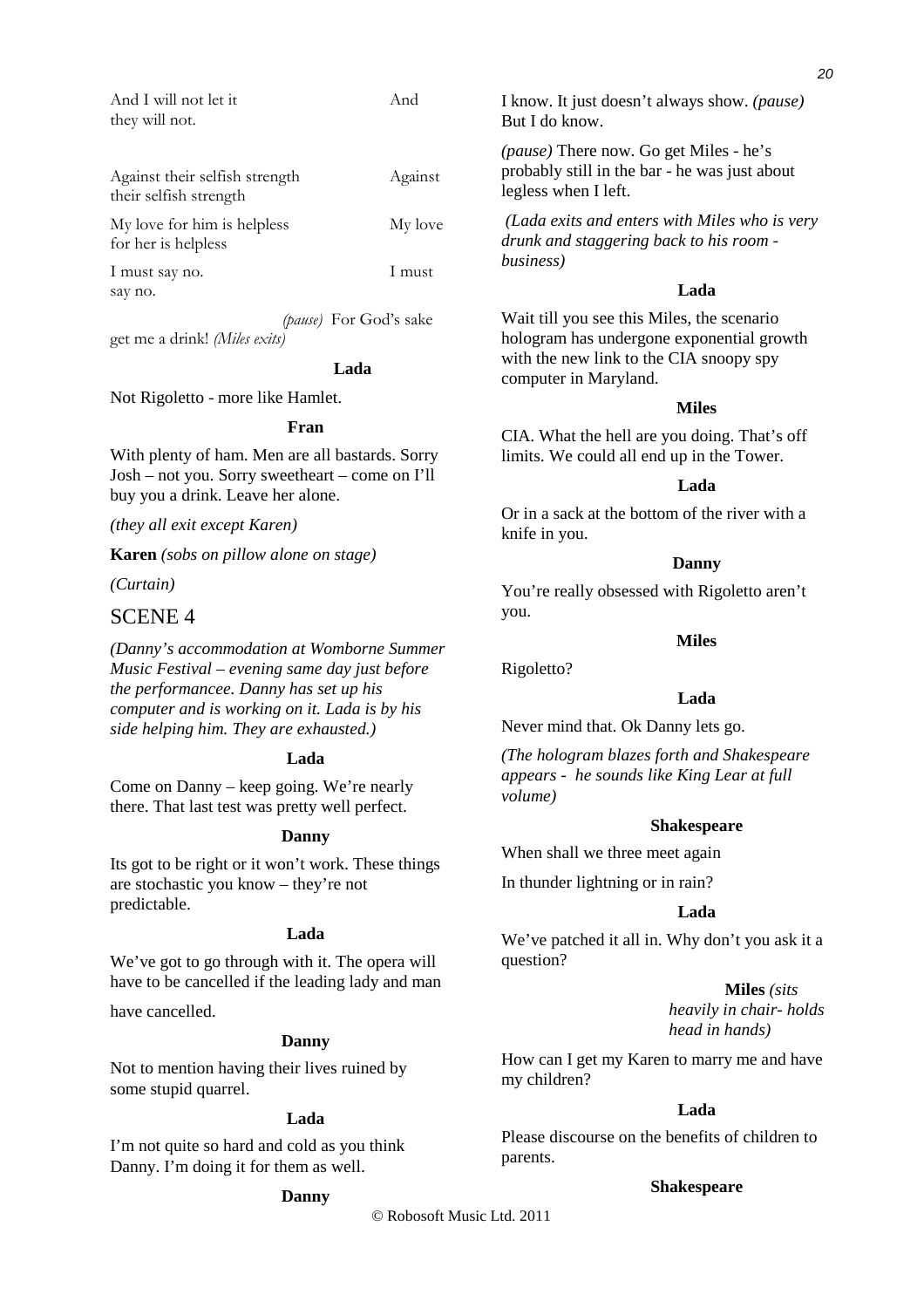| | |
|---|---|
| And I will not let it they will not. | And |
| Against their selfish strength their selfish strength | Against |
| My love for him is helpless for her is helpless | My love |
| I must say no. say no. | I must |

*(pause)* For God's sake get me a drink! *(Miles exits)*

**Lada**

Not Rigoletto - more like Hamlet.

**Fran**

With plenty of ham. Men are all bastards. Sorry Josh – not you. Sorry sweetheart – come on I'll buy you a drink. Leave her alone.

*(they all exit except Karen)*

**Karen** *(sobs on pillow alone on stage)*

*(Curtain)*

## SCENE 4

*(Danny's accommodation at Womborne Summer Music Festival – evening same day just before the performancee. Danny has set up his computer and is working on it. Lada is by his side helping him. They are exhausted.)*

**Lada**

Come on Danny – keep going. We're nearly there. That last test was pretty well perfect.

**Danny**

Its got to be right or it won't work. These things are stochastic you know – they're not predictable.

**Lada**

We've got to go through with it. The opera will have to be cancelled if the leading lady and man

have cancelled.

**Danny**

Not to mention having their lives ruined by some stupid quarrel.

**Lada**

I'm not quite so hard and cold as you think Danny. I'm doing it for them as well.

**Danny**

I know. It just doesn't always show. *(pause)* But I do know.

*(pause)* There now. Go get Miles - he's probably still in the bar - he was just about legless when I left.

*(Lada exits and enters with Miles who is very drunk and staggering back to his room - business)*

**Lada**

Wait till you see this Miles, the scenario hologram has undergone exponential growth with the new link to the CIA snoopy spy computer in Maryland.

**Miles**

CIA. What the hell are you doing. That's off limits. We could all end up in the Tower.

**Lada**

Or in a sack at the bottom of the river with a knife in you.

**Danny**

You're really obsessed with Rigoletto aren't you.

**Miles**

Rigoletto?

**Lada**

Never mind that. Ok Danny lets go.

*(The hologram blazes forth and Shakespeare appears - he sounds like King Lear at full volume)*

**Shakespeare**

When shall we three meet again

In thunder lightning or in rain?

**Lada**

We've patched it all in. Why don't you ask it a question?

**Miles** *(sits heavily in chair- holds head in hands)*

How can I get my Karen to marry me and have my children?

**Lada**

Please discourse on the benefits of children to parents.

**Shakespeare**

© Robosoft Music Ltd. 2011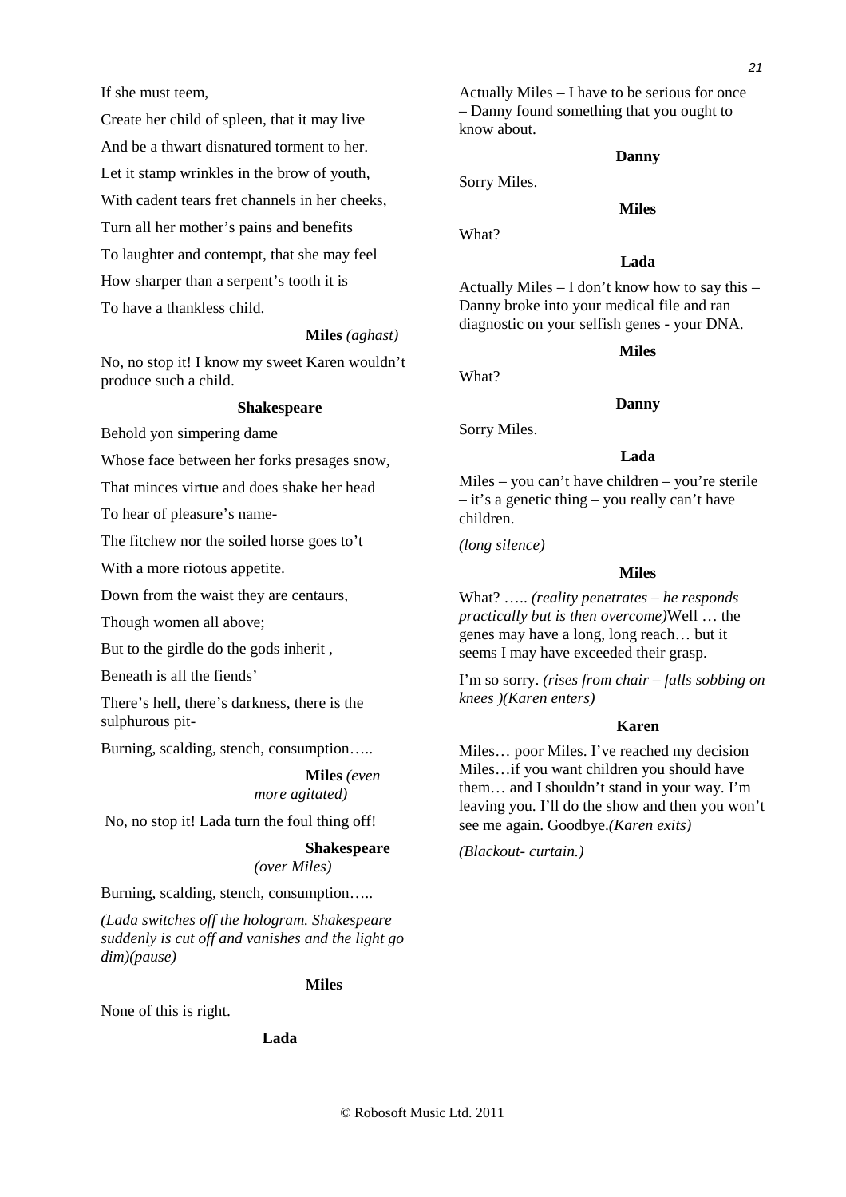If she must teem,

Create her child of spleen, that it may live

And be a thwart disnatured torment to her.

Let it stamp wrinkles in the brow of youth,

With cadent tears fret channels in her cheeks,

Turn all her mother's pains and benefits

To laughter and contempt, that she may feel

How sharper than a serpent's tooth it is

To have a thankless child.

**Miles** *(aghast)*

No, no stop it! I know my sweet Karen wouldn't produce such a child.

**Shakespeare**

Behold yon simpering dame

Whose face between her forks presages snow,

That minces virtue and does shake her head

To hear of pleasure's name-

The fitchew nor the soiled horse goes to't

With a more riotous appetite.

Down from the waist they are centaurs,

Though women all above;

But to the girdle do the gods inherit ,

Beneath is all the fiends'

There's hell, there's darkness, there is the sulphurous pit-

Burning, scalding, stench, consumption…..

**Miles** *(even more agitated)*

No, no stop it! Lada turn the foul thing off!

**Shakespeare** *(over Miles)*

Burning, scalding, stench, consumption…..

*(Lada switches off the hologram. Shakespeare suddenly is cut off and vanishes and the light go dim)(pause)*

**Miles**

None of this is right.

**Lada**

Actually Miles – I have to be serious for once – Danny found something that you ought to know about.

**Danny**

Sorry Miles.

**Miles**

What?

**Lada**

Actually Miles – I don't know how to say this – Danny broke into your medical file and ran diagnostic on your selfish genes - your DNA.

**Miles**

What?

**Danny**

Sorry Miles.

**Lada**

Miles – you can't have children – you're sterile – it's a genetic thing – you really can't have children.

*(long silence)*

**Miles**

What? ….. *(reality penetrates – he responds practically but is then overcome)*Well … the genes may have a long, long reach… but it seems I may have exceeded their grasp.

I'm so sorry. *(rises from chair – falls sobbing on knees )(Karen enters)*

**Karen**

Miles… poor Miles. I've reached my decision Miles…if you want children you should have them… and I shouldn't stand in your way. I'm leaving you. I'll do the show and then you won't see me again. Goodbye.*(Karen exits)*

*(Blackout- curtain.)*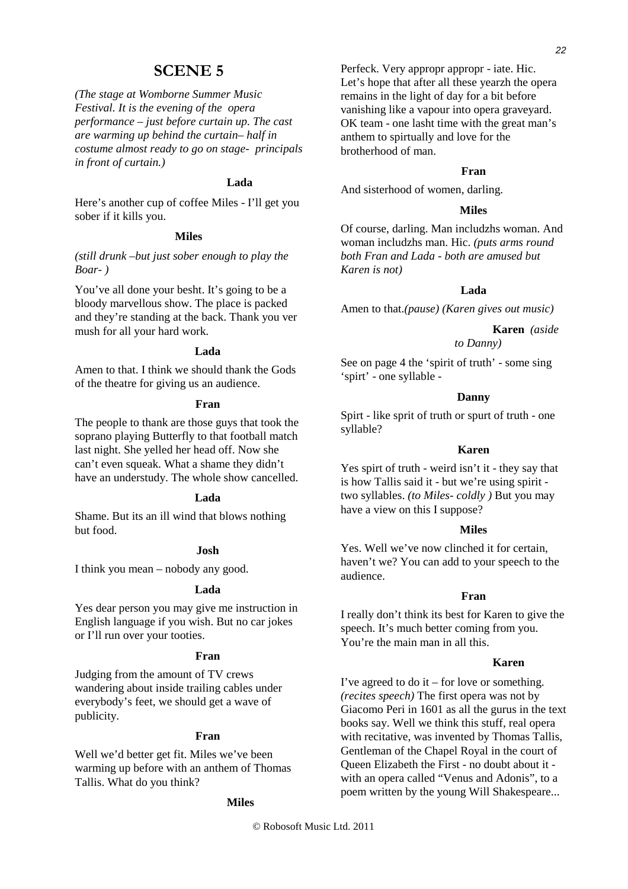## SCENE 5

*(The stage at Womborne Summer Music Festival. It is the evening of the opera performance – just before curtain up. The cast are warming up behind the curtain– half in costume almost ready to go on stage- principals in front of curtain.)*

**Lada**

Here's another cup of coffee Miles - I'll get you sober if it kills you.

**Miles**

*(still drunk –but just sober enough to play the Boar- )*

You've all done your besht. It's going to be a bloody marvellous show. The place is packed and they're standing at the back. Thank you ver mush for all your hard work.

**Lada**

Amen to that. I think we should thank the Gods of the theatre for giving us an audience.

**Fran**

The people to thank are those guys that took the soprano playing Butterfly to that football match last night. She yelled her head off. Now she can't even squeak. What a shame they didn't have an understudy. The whole show cancelled.

**Lada**

Shame. But its an ill wind that blows nothing but food.

**Josh**

I think you mean – nobody any good.

**Lada**

Yes dear person you may give me instruction in English language if you wish. But no car jokes or I'll run over your tooties.

**Fran**

Judging from the amount of TV crews wandering about inside trailing cables under everybody's feet, we should get a wave of publicity.

**Fran**

Well we'd better get fit. Miles we've been warming up before with an anthem of Thomas Tallis. What do you think?

**Miles**

Perfeck. Very appropr appropr - iate. Hic. Let's hope that after all these yearzh the opera remains in the light of day for a bit before vanishing like a vapour into opera graveyard. OK team - one lasht time with the great man's anthem to spirtually and love for the brotherhood of man.

**Fran**

And sisterhood of women, darling.

**Miles**

Of course, darling. Man includzhs woman. And woman includzhs man. Hic. *(puts arms round both Fran and Lada - both are amused but Karen is not)*

**Lada**

Amen to that.*(pause) (Karen gives out music)*

**Karen** *(aside to Danny)*

See on page 4 the 'spirit of truth' - some sing 'spirt' - one syllable -

**Danny**

Spirt - like sprit of truth or spurt of truth - one syllable?

**Karen**

Yes spirt of truth - weird isn't it - they say that is how Tallis said it - but we're using spirit - two syllables. *(to Miles- coldly )* But you may have a view on this I suppose?

**Miles**

Yes. Well we've now clinched it for certain, haven't we? You can add to your speech to the audience.

**Fran**

I really don't think its best for Karen to give the speech. It's much better coming from you. You're the main man in all this.

**Karen**

I've agreed to do it – for love or something. *(recites speech)* The first opera was not by Giacomo Peri in 1601 as all the gurus in the text books say. Well we think this stuff, real opera with recitative, was invented by Thomas Tallis, Gentleman of the Chapel Royal in the court of Queen Elizabeth the First - no doubt about it - with an opera called "Venus and Adonis", to a poem written by the young Will Shakespeare...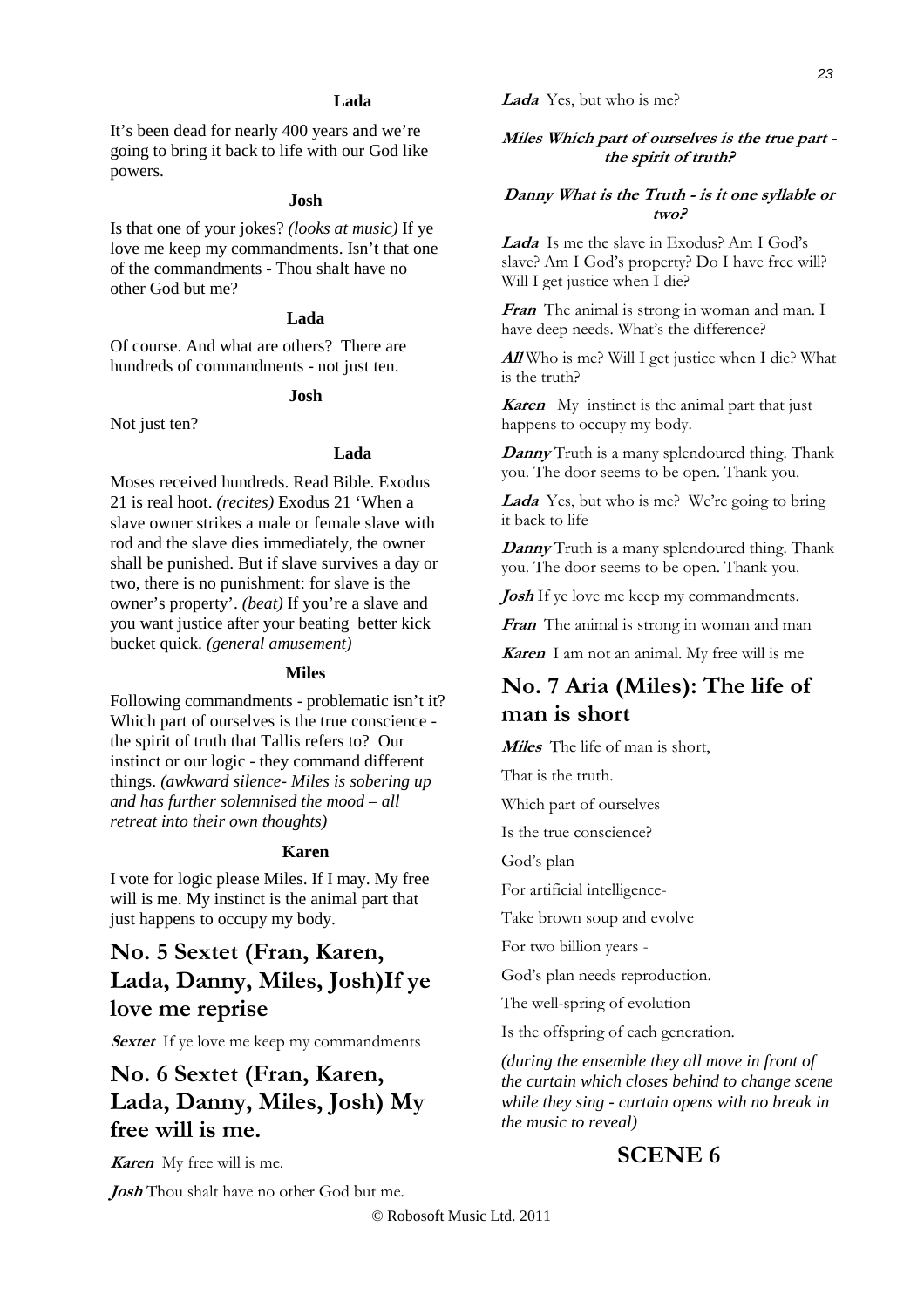**Lada**

It's been dead for nearly 400 years and we're going to bring it back to life with our God like powers.

**Josh**

Is that one of your jokes? *(looks at music)* If ye love me keep my commandments. Isn't that one of the commandments - Thou shalt have no other God but me?

**Lada**

Of course. And what are others? There are hundreds of commandments - not just ten.

**Josh**

Not just ten?

**Lada**

Moses received hundreds. Read Bible. Exodus 21 is real hoot. *(recites)* Exodus 21 'When a slave owner strikes a male or female slave with rod and the slave dies immediately, the owner shall be punished. But if slave survives a day or two, there is no punishment: for slave is the owner's property'. *(beat)* If you're a slave and you want justice after your beating better kick bucket quick. *(general amusement)*

**Miles**

Following commandments - problematic isn't it? Which part of ourselves is the true conscience - the spirit of truth that Tallis refers to? Our instinct or our logic - they command different things. *(awkward silence- Miles is sobering up and has further solemnised the mood – all retreat into their own thoughts)*

**Karen**

I vote for logic please Miles. If I may. My free will is me. My instinct is the animal part that just happens to occupy my body.

## No. 5 Sextet (Fran, Karen, Lada, Danny, Miles, Josh)If ye love me reprise

***Sextet*** If ye love me keep my commandments

## No. 6 Sextet (Fran, Karen, Lada, Danny, Miles, Josh) My free will is me.

***Karen*** My free will is me.

***Josh*** Thou shalt have no other God but me.

***Lada*** Yes, but who is me?

***Miles Which part of ourselves is the true part - the spirit of truth?***

***Danny What is the Truth - is it one syllable or two?***

***Lada*** Is me the slave in Exodus? Am I God's slave? Am I God's property? Do I have free will? Will I get justice when I die?

***Fran*** The animal is strong in woman and man. I have deep needs. What's the difference?

***All*** Who is me? Will I get justice when I die? What is the truth?

***Karen*** My instinct is the animal part that just happens to occupy my body.

***Danny*** Truth is a many splendoured thing. Thank you. The door seems to be open. Thank you.

***Lada*** Yes, but who is me? We're going to bring it back to life

***Danny*** Truth is a many splendoured thing. Thank you. The door seems to be open. Thank you.

***Josh*** If ye love me keep my commandments.

***Fran*** The animal is strong in woman and man

***Karen*** I am not an animal. My free will is me

## No. 7 Aria (Miles): The life of man is short

***Miles*** The life of man is short,

That is the truth.

Which part of ourselves

Is the true conscience?

God's plan

For artificial intelligence-

Take brown soup and evolve

For two billion years -

God's plan needs reproduction.

The well-spring of evolution

Is the offspring of each generation.

*(during the ensemble they all move in front of the curtain which closes behind to change scene while they sing - curtain opens with no break in the music to reveal)*

## SCENE 6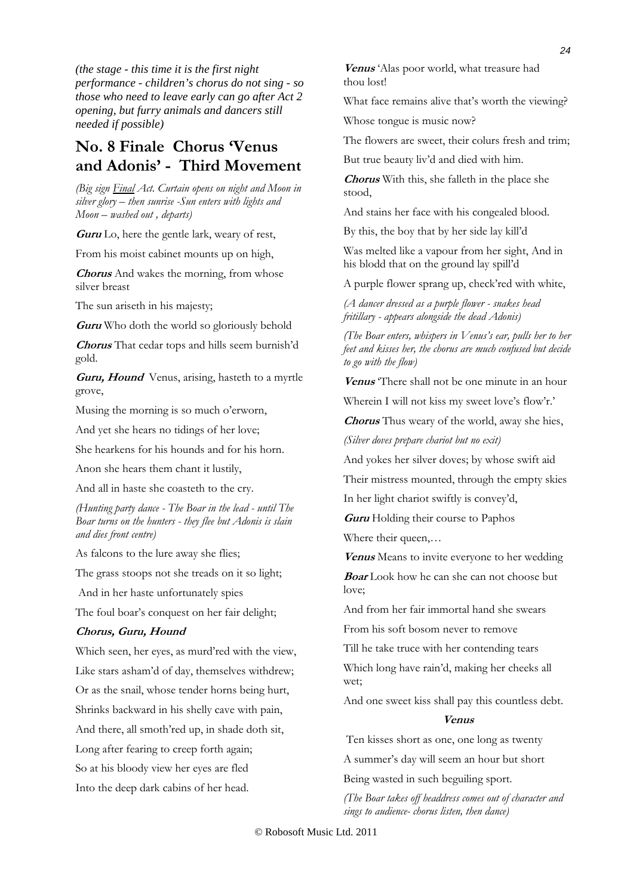*(the stage - this time it is the first night performance - children's chorus do not sing - so those who need to leave early can go after Act 2 opening, but furry animals and dancers still needed if possible)*

## No. 8 Finale Chorus 'Venus and Adonis' - Third Movement

*(Big sign Final Act. Curtain opens on night and Moon in silver glory – then sunrise -Sun enters with lights and Moon – washed out , departs)*

***Guru*** Lo, here the gentle lark, weary of rest,

From his moist cabinet mounts up on high,

***Chorus*** And wakes the morning, from whose silver breast

The sun ariseth in his majesty;

***Guru*** Who doth the world so gloriously behold

***Chorus*** That cedar tops and hills seem burnish'd gold.

***Guru, Hound*** Venus, arising, hasteth to a myrtle grove,

Musing the morning is so much o'erworn,

And yet she hears no tidings of her love;

She hearkens for his hounds and for his horn.

Anon she hears them chant it lustily,

And all in haste she coasteth to the cry.

*(Hunting party dance - The Boar in the lead - until The Boar turns on the hunters - they flee but Adonis is slain and dies front centre)*

As falcons to the lure away she flies;

The grass stoops not she treads on it so light;

And in her haste unfortunately spies

The foul boar's conquest on her fair delight;

***Chorus, Guru, Hound***

Which seen, her eyes, as murd'red with the view,

Like stars asham'd of day, themselves withdrew;

Or as the snail, whose tender horns being hurt,

Shrinks backward in his shelly cave with pain,

And there, all smoth'red up, in shade doth sit,

Long after fearing to creep forth again;

So at his bloody view her eyes are fled

Into the deep dark cabins of her head.

***Venus*** 'Alas poor world, what treasure had thou lost!

What face remains alive that's worth the viewing?

Whose tongue is music now?

The flowers are sweet, their colurs fresh and trim;

But true beauty liv'd and died with him.

***Chorus*** With this, she falleth in the place she stood,

And stains her face with his congealed blood.

By this, the boy that by her side lay kill'd

Was melted like a vapour from her sight, And in his blodd that on the ground lay spill'd

A purple flower sprang up, check'red with white,

*(A dancer dressed as a purple flower - snakes head fritillary - appears alongside the dead Adonis)*

*(The Boar enters, whispers in Venus's ear, pulls her to her feet and kisses her, the chorus are much confused but decide to go with the flow)*

***Venus*** 'There shall not be one minute in an hour

Wherein I will not kiss my sweet love's flow'r.'

***Chorus*** Thus weary of the world, away she hies,

*(Silver doves prepare chariot but no exit)*

And yokes her silver doves; by whose swift aid

Their mistress mounted, through the empty skies

In her light chariot swiftly is convey'd,

***Guru*** Holding their course to Paphos

Where their queen,…

***Venus*** Means to invite everyone to her wedding

***Boar*** Look how he can she can not choose but love;

And from her fair immortal hand she swears

From his soft bosom never to remove

Till he take truce with her contending tears

Which long have rain'd, making her cheeks all wet;

And one sweet kiss shall pay this countless debt.

***Venus***

Ten kisses short as one, one long as twenty

A summer's day will seem an hour but short

Being wasted in such beguiling sport.

*(The Boar takes off headdress comes out of character and sings to audience- chorus listen, then dance)*

© Robosoft Music Ltd. 2011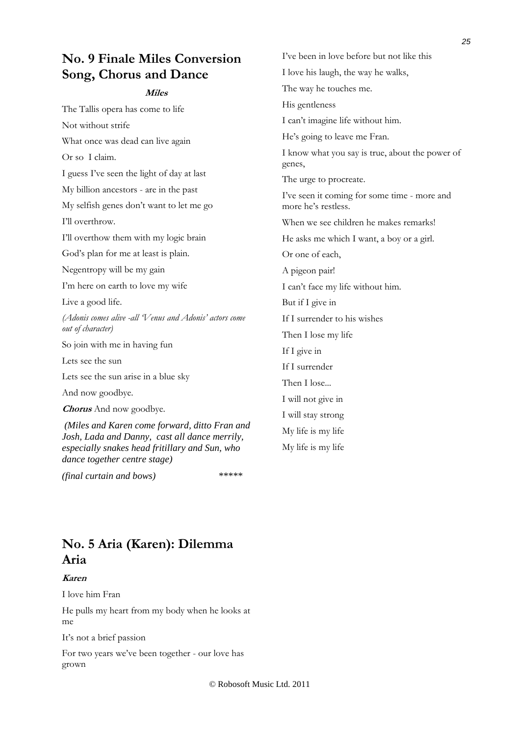## No. 9 Finale Miles Conversion Song, Chorus and Dance

***Miles***

The Tallis opera has come to life

Not without strife

What once was dead can live again

Or so I claim.

I guess I've seen the light of day at last

My billion ancestors - are in the past

My selfish genes don't want to let me go

I'll overthrow.

I'll overthow them with my logic brain

God's plan for me at least is plain.

Negentropy will be my gain

I'm here on earth to love my wife

Live a good life.

*(Adonis comes alive -all 'Venus and Adonis' actors come out of character)*

So join with me in having fun

Lets see the sun

Lets see the sun arise in a blue sky

And now goodbye.

***Chorus*** And now goodbye.

*(Miles and Karen come forward, ditto Fran and Josh, Lada and Danny, cast all dance merrily, especially snakes head fritillary and Sun, who dance together centre stage)*

*(final curtain and bows)* *****

## No. 5 Aria (Karen): Dilemma Aria

***Karen***

I love him Fran

He pulls my heart from my body when he looks at me

It's not a brief passion

For two years we've been together - our love has grown

I've been in love before but not like this

I love his laugh, the way he walks,

The way he touches me.

His gentleness

I can't imagine life without him.

He's going to leave me Fran.

I know what you say is true, about the power of genes,

The urge to procreate.

I've seen it coming for some time - more and more he's restless.

When we see children he makes remarks!

He asks me which I want, a boy or a girl.

Or one of each,

A pigeon pair!

I can't face my life without him.

But if I give in

If I surrender to his wishes

Then I lose my life

If I give in

If I surrender

Then I lose...

I will not give in

I will stay strong

My life is my life

My life is my life

© Robosoft Music Ltd. 2011